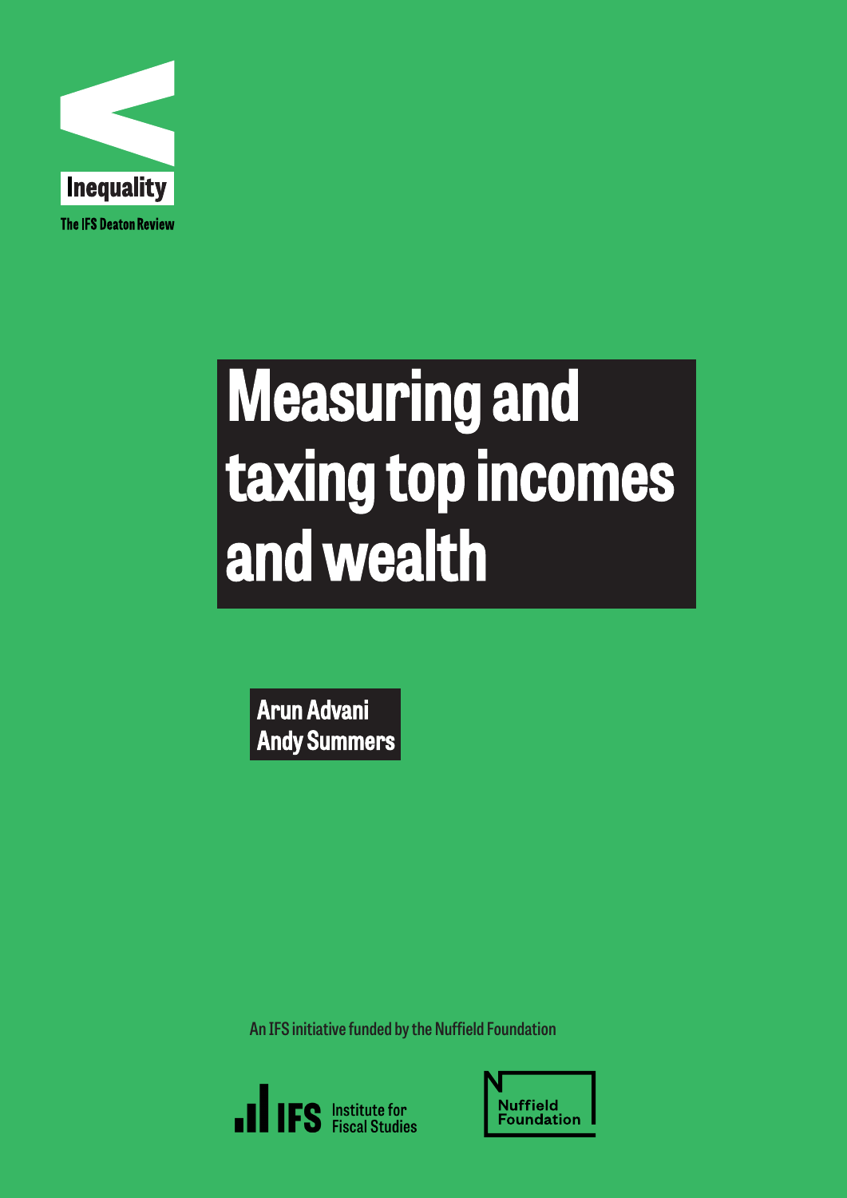Inequality

The IFS Deaton Review

# Measuring and taxing top incomes and wealth

**Arun Advani**
**Andy Summers**

An IFS initiative funded by the Nuffield Foundation

IFS Institute for Fiscal Studies

Nuffield Foundation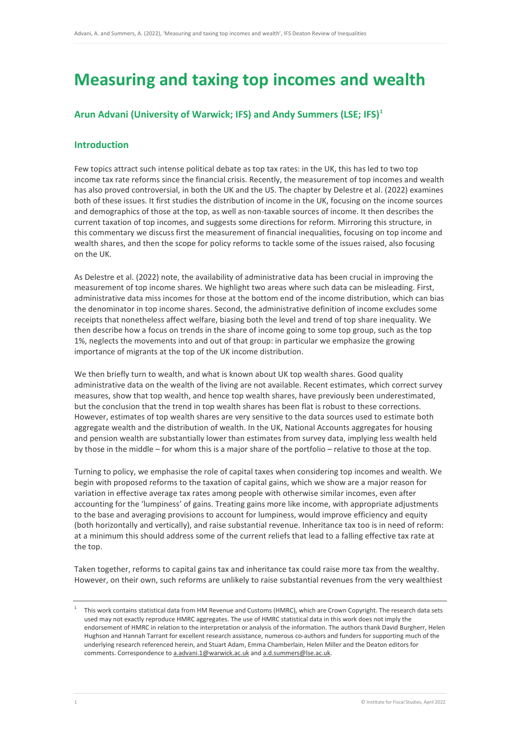# Measuring and taxing top incomes and wealth

## Arun Advani (University of Warwick; IFS) and Andy Summers (LSE; IFS)[1]

## Introduction

Few topics attract such intense political debate as top tax rates: in the UK, this has led to two top income tax rate reforms since the financial crisis. Recently, the measurement of top incomes and wealth has also proved controversial, in both the UK and the US. The chapter by Delestre et al. (2022) examines both of these issues. It first studies the distribution of income in the UK, focusing on the income sources and demographics of those at the top, as well as non-taxable sources of income. It then describes the current taxation of top incomes, and suggests some directions for reform. Mirroring this structure, in this commentary we discuss first the measurement of financial inequalities, focusing on top income and wealth shares, and then the scope for policy reforms to tackle some of the issues raised, also focusing on the UK.

As Delestre et al. (2022) note, the availability of administrative data has been crucial in improving the measurement of top income shares. We highlight two areas where such data can be misleading. First, administrative data miss incomes for those at the bottom end of the income distribution, which can bias the denominator in top income shares. Second, the administrative definition of income excludes some receipts that nonetheless affect welfare, biasing both the level and trend of top share inequality. We then describe how a focus on trends in the share of income going to some top group, such as the top 1%, neglects the movements into and out of that group: in particular we emphasize the growing importance of migrants at the top of the UK income distribution.

We then briefly turn to wealth, and what is known about UK top wealth shares. Good quality administrative data on the wealth of the living are not available. Recent estimates, which correct survey measures, show that top wealth, and hence top wealth shares, have previously been underestimated, but the conclusion that the trend in top wealth shares has been flat is robust to these corrections. However, estimates of top wealth shares are very sensitive to the data sources used to estimate both aggregate wealth and the distribution of wealth. In the UK, National Accounts aggregates for housing and pension wealth are substantially lower than estimates from survey data, implying less wealth held by those in the middle – for whom this is a major share of the portfolio – relative to those at the top.

Turning to policy, we emphasise the role of capital taxes when considering top incomes and wealth. We begin with proposed reforms to the taxation of capital gains, which we show are a major reason for variation in effective average tax rates among people with otherwise similar incomes, even after accounting for the 'lumpiness' of gains. Treating gains more like income, with appropriate adjustments to the base and averaging provisions to account for lumpiness, would improve efficiency and equity (both horizontally and vertically), and raise substantial revenue. Inheritance tax too is in need of reform: at a minimum this should address some of the current reliefs that lead to a falling effective tax rate at the top.

Taken together, reforms to capital gains tax and inheritance tax could raise more tax from the wealthy. However, on their own, such reforms are unlikely to raise substantial revenues from the very wealthiest

---

[1] This work contains statistical data from HM Revenue and Customs (HMRC), which are Crown Copyright. The research data sets used may not exactly reproduce HMRC aggregates. The use of HMRC statistical data in this work does not imply the endorsement of HMRC in relation to the interpretation or analysis of the information. The authors thank David Burgherr, Helen Hughson and Hannah Tarrant for excellent research assistance, numerous co-authors and funders for supporting much of the underlying research referenced herein, and Stuart Adam, Emma Chamberlain, Helen Miller and the Deaton editors for comments. Correspondence to a.advani.1@warwick.ac.uk and a.d.summers@lse.ac.uk.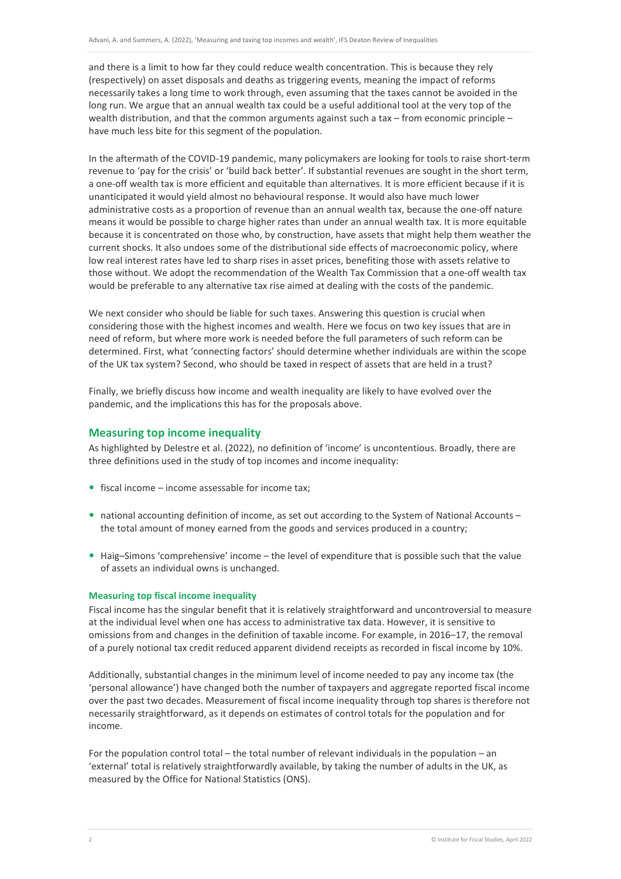and there is a limit to how far they could reduce wealth concentration. This is because they rely (respectively) on asset disposals and deaths as triggering events, meaning the impact of reforms necessarily takes a long time to work through, even assuming that the taxes cannot be avoided in the long run. We argue that an annual wealth tax could be a useful additional tool at the very top of the wealth distribution, and that the common arguments against such a tax – from economic principle – have much less bite for this segment of the population.

In the aftermath of the COVID-19 pandemic, many policymakers are looking for tools to raise short-term revenue to 'pay for the crisis' or 'build back better'. If substantial revenues are sought in the short term, a one-off wealth tax is more efficient and equitable than alternatives. It is more efficient because if it is unanticipated it would yield almost no behavioural response. It would also have much lower administrative costs as a proportion of revenue than an annual wealth tax, because the one-off nature means it would be possible to charge higher rates than under an annual wealth tax. It is more equitable because it is concentrated on those who, by construction, have assets that might help them weather the current shocks. It also undoes some of the distributional side effects of macroeconomic policy, where low real interest rates have led to sharp rises in asset prices, benefiting those with assets relative to those without. We adopt the recommendation of the Wealth Tax Commission that a one-off wealth tax would be preferable to any alternative tax rise aimed at dealing with the costs of the pandemic.

We next consider who should be liable for such taxes. Answering this question is crucial when considering those with the highest incomes and wealth. Here we focus on two key issues that are in need of reform, but where more work is needed before the full parameters of such reform can be determined. First, what 'connecting factors' should determine whether individuals are within the scope of the UK tax system? Second, who should be taxed in respect of assets that are held in a trust?

Finally, we briefly discuss how income and wealth inequality are likely to have evolved over the pandemic, and the implications this has for the proposals above.

## Measuring top income inequality

As highlighted by Delestre et al. (2022), no definition of 'income' is uncontentious. Broadly, there are three definitions used in the study of top incomes and income inequality:

- fiscal income – income assessable for income tax;
- national accounting definition of income, as set out according to the System of National Accounts – the total amount of money earned from the goods and services produced in a country;
- Haig–Simons 'comprehensive' income – the level of expenditure that is possible such that the value of assets an individual owns is unchanged.

### Measuring top fiscal income inequality

Fiscal income has the singular benefit that it is relatively straightforward and uncontroversial to measure at the individual level when one has access to administrative tax data. However, it is sensitive to omissions from and changes in the definition of taxable income. For example, in 2016–17, the removal of a purely notional tax credit reduced apparent dividend receipts as recorded in fiscal income by 10%.

Additionally, substantial changes in the minimum level of income needed to pay any income tax (the 'personal allowance') have changed both the number of taxpayers and aggregate reported fiscal income over the past two decades. Measurement of fiscal income inequality through top shares is therefore not necessarily straightforward, as it depends on estimates of control totals for the population and for income.

For the population control total – the total number of relevant individuals in the population – an 'external' total is relatively straightforwardly available, by taking the number of adults in the UK, as measured by the Office for National Statistics (ONS).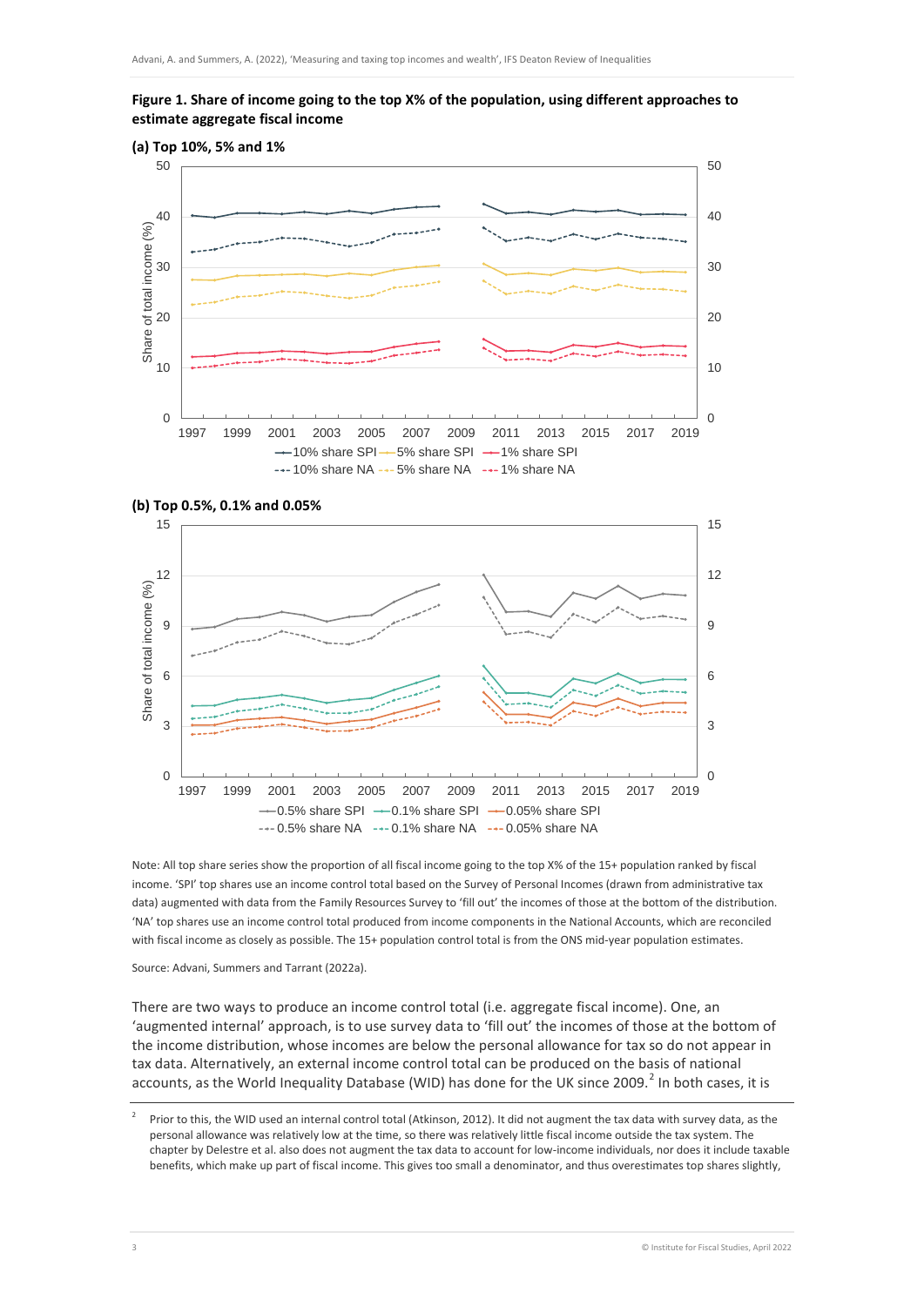**Figure 1. Share of income going to the top X% of the population, using different approaches to estimate aggregate fiscal income**

**(a) Top 10%, 5% and 1%**

**(b) Top 0.5%, 0.1% and 0.05%**

Note: All top share series show the proportion of all fiscal income going to the top X% of the 15+ population ranked by fiscal income. 'SPI' top shares use an income control total based on the Survey of Personal Incomes (drawn from administrative tax data) augmented with data from the Family Resources Survey to 'fill out' the incomes of those at the bottom of the distribution. 'NA' top shares use an income control total produced from income components in the National Accounts, which are reconciled with fiscal income as closely as possible. The 15+ population control total is from the ONS mid-year population estimates.

Source: Advani, Summers and Tarrant (2022a).

There are two ways to produce an income control total (i.e. aggregate fiscal income). One, an 'augmented internal' approach, is to use survey data to 'fill out' the incomes of those at the bottom of the income distribution, whose incomes are below the personal allowance for tax so do not appear in tax data. Alternatively, an external income control total can be produced on the basis of national accounts, as the World Inequality Database (WID) has done for the UK since 2009.[2] In both cases, it is

[2] Prior to this, the WID used an internal control total (Atkinson, 2012). It did not augment the tax data with survey data, as the personal allowance was relatively low at the time, so there was relatively little fiscal income outside the tax system. The chapter by Delestre et al. also does not augment the tax data to account for low-income individuals, nor does it include taxable benefits, which make up part of fiscal income. This gives too small a denominator, and thus overestimates top shares slightly,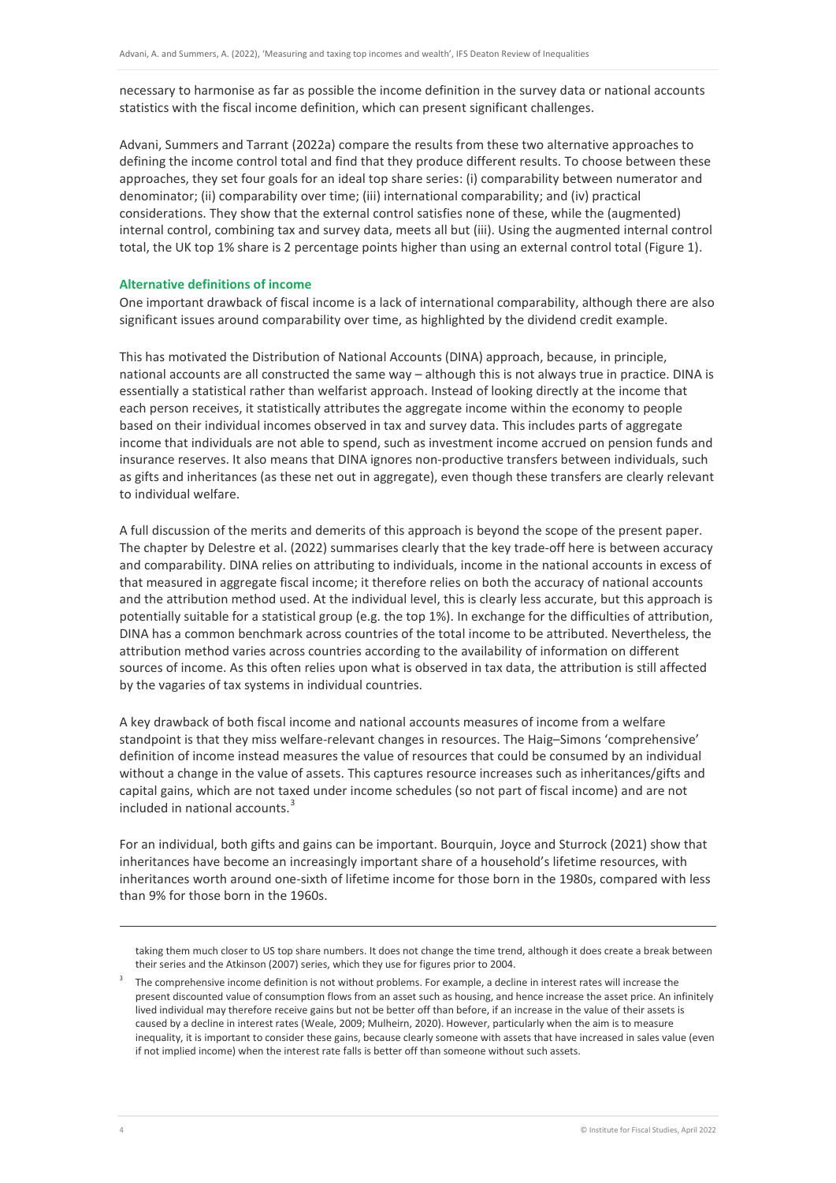necessary to harmonise as far as possible the income definition in the survey data or national accounts statistics with the fiscal income definition, which can present significant challenges.

Advani, Summers and Tarrant (2022a) compare the results from these two alternative approaches to defining the income control total and find that they produce different results. To choose between these approaches, they set four goals for an ideal top share series: (i) comparability between numerator and denominator; (ii) comparability over time; (iii) international comparability; and (iv) practical considerations. They show that the external control satisfies none of these, while the (augmented) internal control, combining tax and survey data, meets all but (iii). Using the augmented internal control total, the UK top 1% share is 2 percentage points higher than using an external control total (Figure 1).

### Alternative definitions of income

One important drawback of fiscal income is a lack of international comparability, although there are also significant issues around comparability over time, as highlighted by the dividend credit example.

This has motivated the Distribution of National Accounts (DINA) approach, because, in principle, national accounts are all constructed the same way – although this is not always true in practice. DINA is essentially a statistical rather than welfarist approach. Instead of looking directly at the income that each person receives, it statistically attributes the aggregate income within the economy to people based on their individual incomes observed in tax and survey data. This includes parts of aggregate income that individuals are not able to spend, such as investment income accrued on pension funds and insurance reserves. It also means that DINA ignores non-productive transfers between individuals, such as gifts and inheritances (as these net out in aggregate), even though these transfers are clearly relevant to individual welfare.

A full discussion of the merits and demerits of this approach is beyond the scope of the present paper. The chapter by Delestre et al. (2022) summarises clearly that the key trade-off here is between accuracy and comparability. DINA relies on attributing to individuals, income in the national accounts in excess of that measured in aggregate fiscal income; it therefore relies on both the accuracy of national accounts and the attribution method used. At the individual level, this is clearly less accurate, but this approach is potentially suitable for a statistical group (e.g. the top 1%). In exchange for the difficulties of attribution, DINA has a common benchmark across countries of the total income to be attributed. Nevertheless, the attribution method varies across countries according to the availability of information on different sources of income. As this often relies upon what is observed in tax data, the attribution is still affected by the vagaries of tax systems in individual countries.

A key drawback of both fiscal income and national accounts measures of income from a welfare standpoint is that they miss welfare-relevant changes in resources. The Haig–Simons 'comprehensive' definition of income instead measures the value of resources that could be consumed by an individual without a change in the value of assets. This captures resource increases such as inheritances/gifts and capital gains, which are not taxed under income schedules (so not part of fiscal income) and are not included in national accounts.[3]

For an individual, both gifts and gains can be important. Bourquin, Joyce and Sturrock (2021) show that inheritances have become an increasingly important share of a household's lifetime resources, with inheritances worth around one-sixth of lifetime income for those born in the 1980s, compared with less than 9% for those born in the 1960s.

---

taking them much closer to US top share numbers. It does not change the time trend, although it does create a break between their series and the Atkinson (2007) series, which they use for figures prior to 2004.

[3] The comprehensive income definition is not without problems. For example, a decline in interest rates will increase the present discounted value of consumption flows from an asset such as housing, and hence increase the asset price. An infinitely lived individual may therefore receive gains but not be better off than before, if an increase in the value of their assets is caused by a decline in interest rates (Weale, 2009; Mulheirn, 2020). However, particularly when the aim is to measure inequality, it is important to consider these gains, because clearly someone with assets that have increased in sales value (even if not implied income) when the interest rate falls is better off than someone without such assets.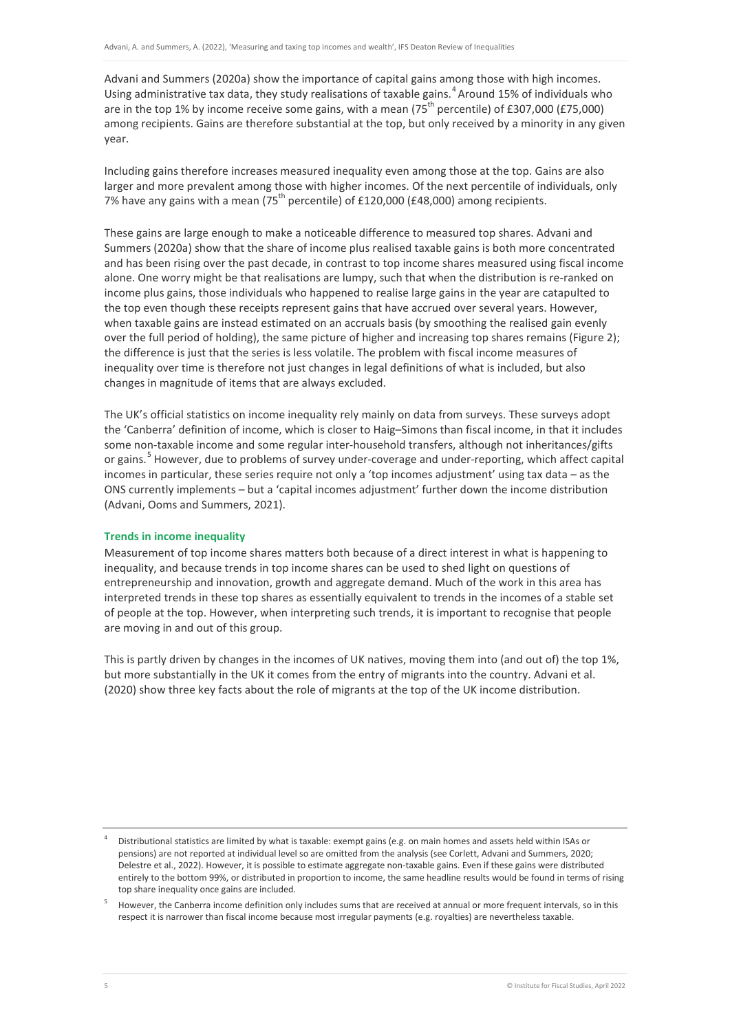Advani and Summers (2020a) show the importance of capital gains among those with high incomes. Using administrative tax data, they study realisations of taxable gains.[4] Around 15% of individuals who are in the top 1% by income receive some gains, with a mean (75th percentile) of £307,000 (£75,000) among recipients. Gains are therefore substantial at the top, but only received by a minority in any given year.

Including gains therefore increases measured inequality even among those at the top. Gains are also larger and more prevalent among those with higher incomes. Of the next percentile of individuals, only 7% have any gains with a mean (75th percentile) of £120,000 (£48,000) among recipients.

These gains are large enough to make a noticeable difference to measured top shares. Advani and Summers (2020a) show that the share of income plus realised taxable gains is both more concentrated and has been rising over the past decade, in contrast to top income shares measured using fiscal income alone. One worry might be that realisations are lumpy, such that when the distribution is re-ranked on income plus gains, those individuals who happened to realise large gains in the year are catapulted to the top even though these receipts represent gains that have accrued over several years. However, when taxable gains are instead estimated on an accruals basis (by smoothing the realised gain evenly over the full period of holding), the same picture of higher and increasing top shares remains (Figure 2); the difference is just that the series is less volatile. The problem with fiscal income measures of inequality over time is therefore not just changes in legal definitions of what is included, but also changes in magnitude of items that are always excluded.

The UK's official statistics on income inequality rely mainly on data from surveys. These surveys adopt the 'Canberra' definition of income, which is closer to Haig–Simons than fiscal income, in that it includes some non-taxable income and some regular inter-household transfers, although not inheritances/gifts or gains.[5] However, due to problems of survey under-coverage and under-reporting, which affect capital incomes in particular, these series require not only a 'top incomes adjustment' using tax data – as the ONS currently implements – but a 'capital incomes adjustment' further down the income distribution (Advani, Ooms and Summers, 2021).

### Trends in income inequality

Measurement of top income shares matters both because of a direct interest in what is happening to inequality, and because trends in top income shares can be used to shed light on questions of entrepreneurship and innovation, growth and aggregate demand. Much of the work in this area has interpreted trends in these top shares as essentially equivalent to trends in the incomes of a stable set of people at the top. However, when interpreting such trends, it is important to recognise that people are moving in and out of this group.

This is partly driven by changes in the incomes of UK natives, moving them into (and out of) the top 1%, but more substantially in the UK it comes from the entry of migrants into the country. Advani et al. (2020) show three key facts about the role of migrants at the top of the UK income distribution.

---

[4] Distributional statistics are limited by what is taxable: exempt gains (e.g. on main homes and assets held within ISAs or pensions) are not reported at individual level so are omitted from the analysis (see Corlett, Advani and Summers, 2020; Delestre et al., 2022). However, it is possible to estimate aggregate non-taxable gains. Even if these gains were distributed entirely to the bottom 99%, or distributed in proportion to income, the same headline results would be found in terms of rising top share inequality once gains are included.

[5] However, the Canberra income definition only includes sums that are received at annual or more frequent intervals, so in this respect it is narrower than fiscal income because most irregular payments (e.g. royalties) are nevertheless taxable.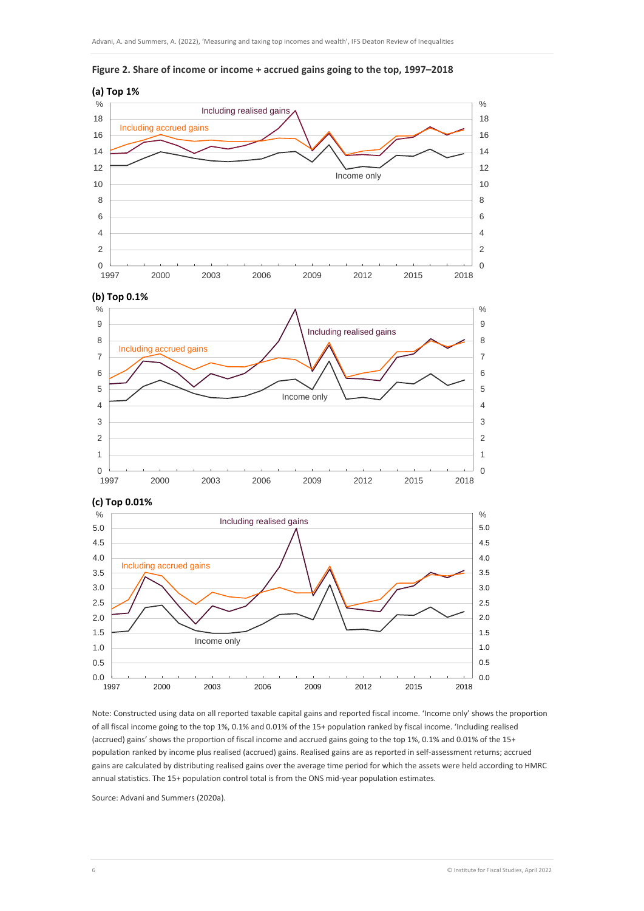**Figure 2. Share of income or income + accrued gains going to the top, 1997–2018**

**(a) Top 1%**

**(b) Top 0.1%**

**(c) Top 0.01%**

Note: Constructed using data on all reported taxable capital gains and reported fiscal income. 'Income only' shows the proportion of all fiscal income going to the top 1%, 0.1% and 0.01% of the 15+ population ranked by fiscal income. 'Including realised (accrued) gains' shows the proportion of fiscal income and accrued gains going to the top 1%, 0.1% and 0.01% of the 15+ population ranked by income plus realised (accrued) gains. Realised gains are as reported in self-assessment returns; accrued gains are calculated by distributing realised gains over the average time period for which the assets were held according to HMRC annual statistics. The 15+ population control total is from the ONS mid-year population estimates.

Source: Advani and Summers (2020a).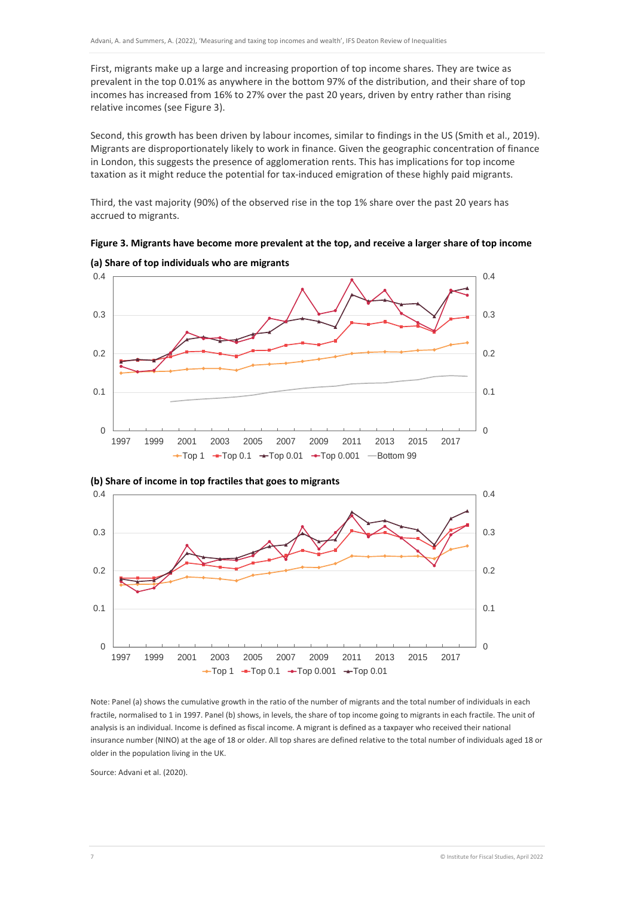First, migrants make up a large and increasing proportion of top income shares. They are twice as prevalent in the top 0.01% as anywhere in the bottom 97% of the distribution, and their share of top incomes has increased from 16% to 27% over the past 20 years, driven by entry rather than rising relative incomes (see Figure 3).

Second, this growth has been driven by labour incomes, similar to findings in the US (Smith et al., 2019). Migrants are disproportionately likely to work in finance. Given the geographic concentration of finance in London, this suggests the presence of agglomeration rents. This has implications for top income taxation as it might reduce the potential for tax-induced emigration of these highly paid migrants.

Third, the vast majority (90%) of the observed rise in the top 1% share over the past 20 years has accrued to migrants.

**Figure 3. Migrants have become more prevalent at the top, and receive a larger share of top income**

**(a) Share of top individuals who are migrants**

**(b) Share of income in top fractiles that goes to migrants**

Note: Panel (a) shows the cumulative growth in the ratio of the number of migrants and the total number of individuals in each fractile, normalised to 1 in 1997. Panel (b) shows, in levels, the share of top income going to migrants in each fractile. The unit of analysis is an individual. Income is defined as fiscal income. A migrant is defined as a taxpayer who received their national insurance number (NINO) at the age of 18 or older. All top shares are defined relative to the total number of individuals aged 18 or older in the population living in the UK.

Source: Advani et al. (2020).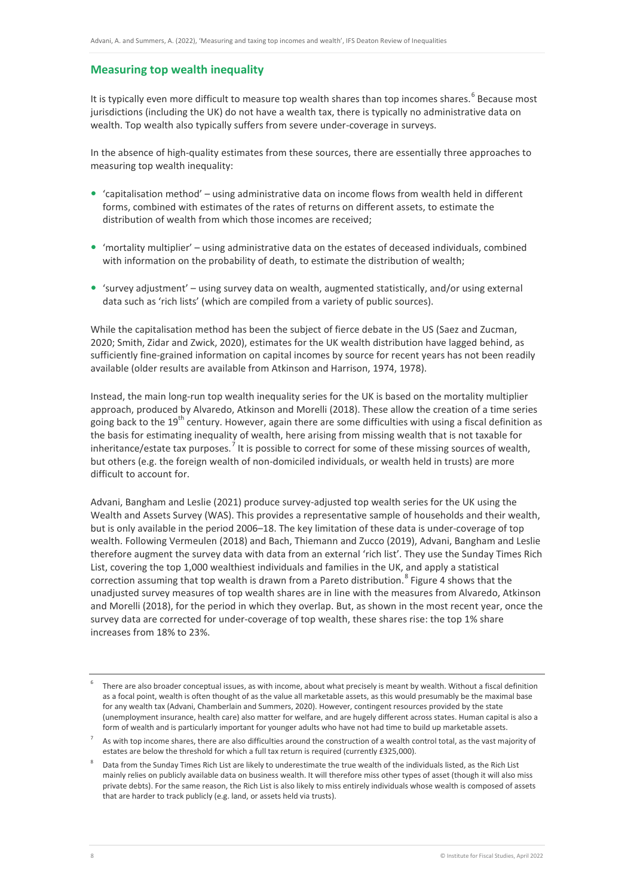## Measuring top wealth inequality

It is typically even more difficult to measure top wealth shares than top incomes shares.[6] Because most jurisdictions (including the UK) do not have a wealth tax, there is typically no administrative data on wealth. Top wealth also typically suffers from severe under-coverage in surveys.

In the absence of high-quality estimates from these sources, there are essentially three approaches to measuring top wealth inequality:

- 'capitalisation method' – using administrative data on income flows from wealth held in different forms, combined with estimates of the rates of returns on different assets, to estimate the distribution of wealth from which those incomes are received;
- 'mortality multiplier' – using administrative data on the estates of deceased individuals, combined with information on the probability of death, to estimate the distribution of wealth;
- 'survey adjustment' – using survey data on wealth, augmented statistically, and/or using external data such as 'rich lists' (which are compiled from a variety of public sources).

While the capitalisation method has been the subject of fierce debate in the US (Saez and Zucman, 2020; Smith, Zidar and Zwick, 2020), estimates for the UK wealth distribution have lagged behind, as sufficiently fine-grained information on capital incomes by source for recent years has not been readily available (older results are available from Atkinson and Harrison, 1974, 1978).

Instead, the main long-run top wealth inequality series for the UK is based on the mortality multiplier approach, produced by Alvaredo, Atkinson and Morelli (2018). These allow the creation of a time series going back to the 19th century. However, again there are some difficulties with using a fiscal definition as the basis for estimating inequality of wealth, here arising from missing wealth that is not taxable for inheritance/estate tax purposes.[7] It is possible to correct for some of these missing sources of wealth, but others (e.g. the foreign wealth of non-domiciled individuals, or wealth held in trusts) are more difficult to account for.

Advani, Bangham and Leslie (2021) produce survey-adjusted top wealth series for the UK using the Wealth and Assets Survey (WAS). This provides a representative sample of households and their wealth, but is only available in the period 2006–18. The key limitation of these data is under-coverage of top wealth. Following Vermeulen (2018) and Bach, Thiemann and Zucco (2019), Advani, Bangham and Leslie therefore augment the survey data with data from an external 'rich list'. They use the Sunday Times Rich List, covering the top 1,000 wealthiest individuals and families in the UK, and apply a statistical correction assuming that top wealth is drawn from a Pareto distribution.[8] Figure 4 shows that the unadjusted survey measures of top wealth shares are in line with the measures from Alvaredo, Atkinson and Morelli (2018), for the period in which they overlap. But, as shown in the most recent year, once the survey data are corrected for under-coverage of top wealth, these shares rise: the top 1% share increases from 18% to 23%.

---

[6] There are also broader conceptual issues, as with income, about what precisely is meant by wealth. Without a fiscal definition as a focal point, wealth is often thought of as the value all marketable assets, as this would presumably be the maximal base for any wealth tax (Advani, Chamberlain and Summers, 2020). However, contingent resources provided by the state (unemployment insurance, health care) also matter for welfare, and are hugely different across states. Human capital is also a form of wealth and is particularly important for younger adults who have not had time to build up marketable assets.

[7] As with top income shares, there are also difficulties around the construction of a wealth control total, as the vast majority of estates are below the threshold for which a full tax return is required (currently £325,000).

[8] Data from the Sunday Times Rich List are likely to underestimate the true wealth of the individuals listed, as the Rich List mainly relies on publicly available data on business wealth. It will therefore miss other types of asset (though it will also miss private debts). For the same reason, the Rich List is also likely to miss entirely individuals whose wealth is composed of assets that are harder to track publicly (e.g. land, or assets held via trusts).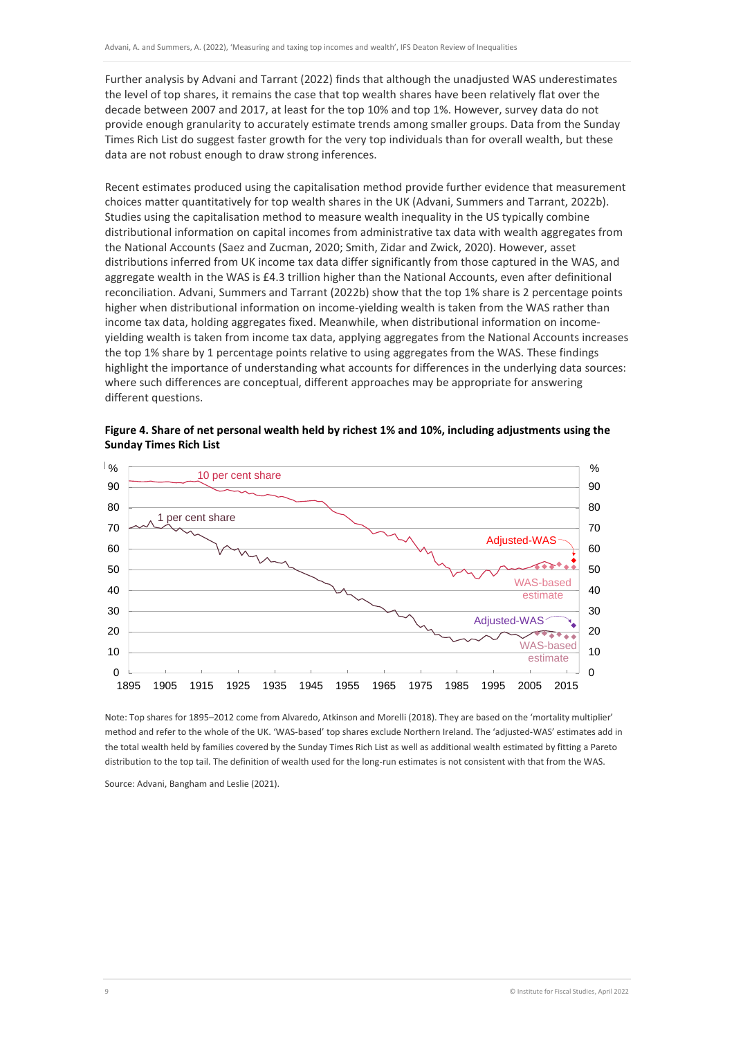Further analysis by Advani and Tarrant (2022) finds that although the unadjusted WAS underestimates the level of top shares, it remains the case that top wealth shares have been relatively flat over the decade between 2007 and 2017, at least for the top 10% and top 1%. However, survey data do not provide enough granularity to accurately estimate trends among smaller groups. Data from the Sunday Times Rich List do suggest faster growth for the very top individuals than for overall wealth, but these data are not robust enough to draw strong inferences.

Recent estimates produced using the capitalisation method provide further evidence that measurement choices matter quantitatively for top wealth shares in the UK (Advani, Summers and Tarrant, 2022b). Studies using the capitalisation method to measure wealth inequality in the US typically combine distributional information on capital incomes from administrative tax data with wealth aggregates from the National Accounts (Saez and Zucman, 2020; Smith, Zidar and Zwick, 2020). However, asset distributions inferred from UK income tax data differ significantly from those captured in the WAS, and aggregate wealth in the WAS is £4.3 trillion higher than the National Accounts, even after definitional reconciliation. Advani, Summers and Tarrant (2022b) show that the top 1% share is 2 percentage points higher when distributional information on income-yielding wealth is taken from the WAS rather than income tax data, holding aggregates fixed. Meanwhile, when distributional information on income-yielding wealth is taken from income tax data, applying aggregates from the National Accounts increases the top 1% share by 1 percentage point relative to using aggregates from the WAS. These findings highlight the importance of understanding what accounts for differences in the underlying data sources: where such differences are conceptual, different approaches may be appropriate for answering different questions.

**Figure 4. Share of net personal wealth held by richest 1% and 10%, including adjustments using the Sunday Times Rich List**

Note: Top shares for 1895–2012 come from Alvaredo, Atkinson and Morelli (2018). They are based on the 'mortality multiplier' method and refer to the whole of the UK. 'WAS-based' top shares exclude Northern Ireland. The 'adjusted-WAS' estimates add in the total wealth held by families covered by the Sunday Times Rich List as well as additional wealth estimated by fitting a Pareto distribution to the top tail. The definition of wealth used for the long-run estimates is not consistent with that from the WAS.

Source: Advani, Bangham and Leslie (2021).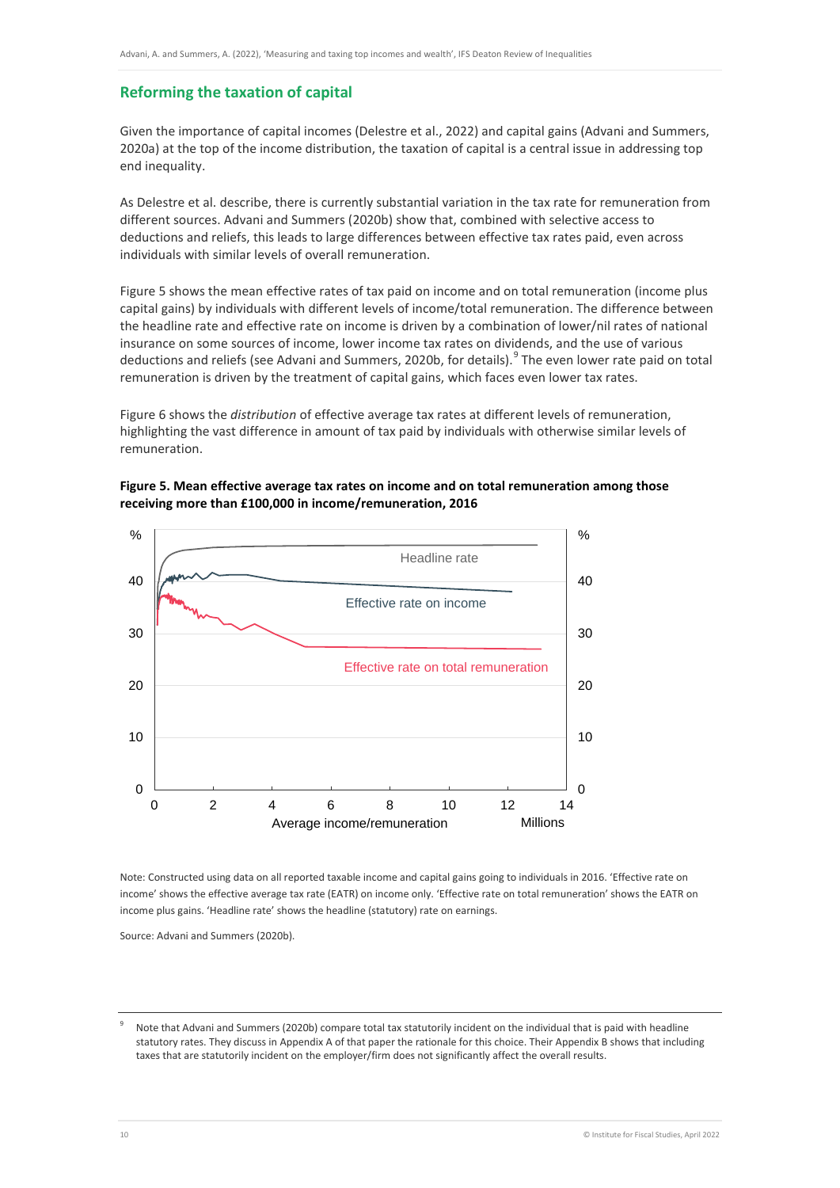## Reforming the taxation of capital

Given the importance of capital incomes (Delestre et al., 2022) and capital gains (Advani and Summers, 2020a) at the top of the income distribution, the taxation of capital is a central issue in addressing top end inequality.

As Delestre et al. describe, there is currently substantial variation in the tax rate for remuneration from different sources. Advani and Summers (2020b) show that, combined with selective access to deductions and reliefs, this leads to large differences between effective tax rates paid, even across individuals with similar levels of overall remuneration.

Figure 5 shows the mean effective rates of tax paid on income and on total remuneration (income plus capital gains) by individuals with different levels of income/total remuneration. The difference between the headline rate and effective rate on income is driven by a combination of lower/nil rates of national insurance on some sources of income, lower income tax rates on dividends, and the use of various deductions and reliefs (see Advani and Summers, 2020b, for details).[9] The even lower rate paid on total remuneration is driven by the treatment of capital gains, which faces even lower tax rates.

Figure 6 shows the *distribution* of effective average tax rates at different levels of remuneration, highlighting the vast difference in amount of tax paid by individuals with otherwise similar levels of remuneration.

**Figure 5. Mean effective average tax rates on income and on total remuneration among those receiving more than £100,000 in income/remuneration, 2016**

Note: Constructed using data on all reported taxable income and capital gains going to individuals in 2016. 'Effective rate on income' shows the effective average tax rate (EATR) on income only. 'Effective rate on total remuneration' shows the EATR on income plus gains. 'Headline rate' shows the headline (statutory) rate on earnings.

Source: Advani and Summers (2020b).

[9] Note that Advani and Summers (2020b) compare total tax statutorily incident on the individual that is paid with headline statutory rates. They discuss in Appendix A of that paper the rationale for this choice. Their Appendix B shows that including taxes that are statutorily incident on the employer/firm does not significantly affect the overall results.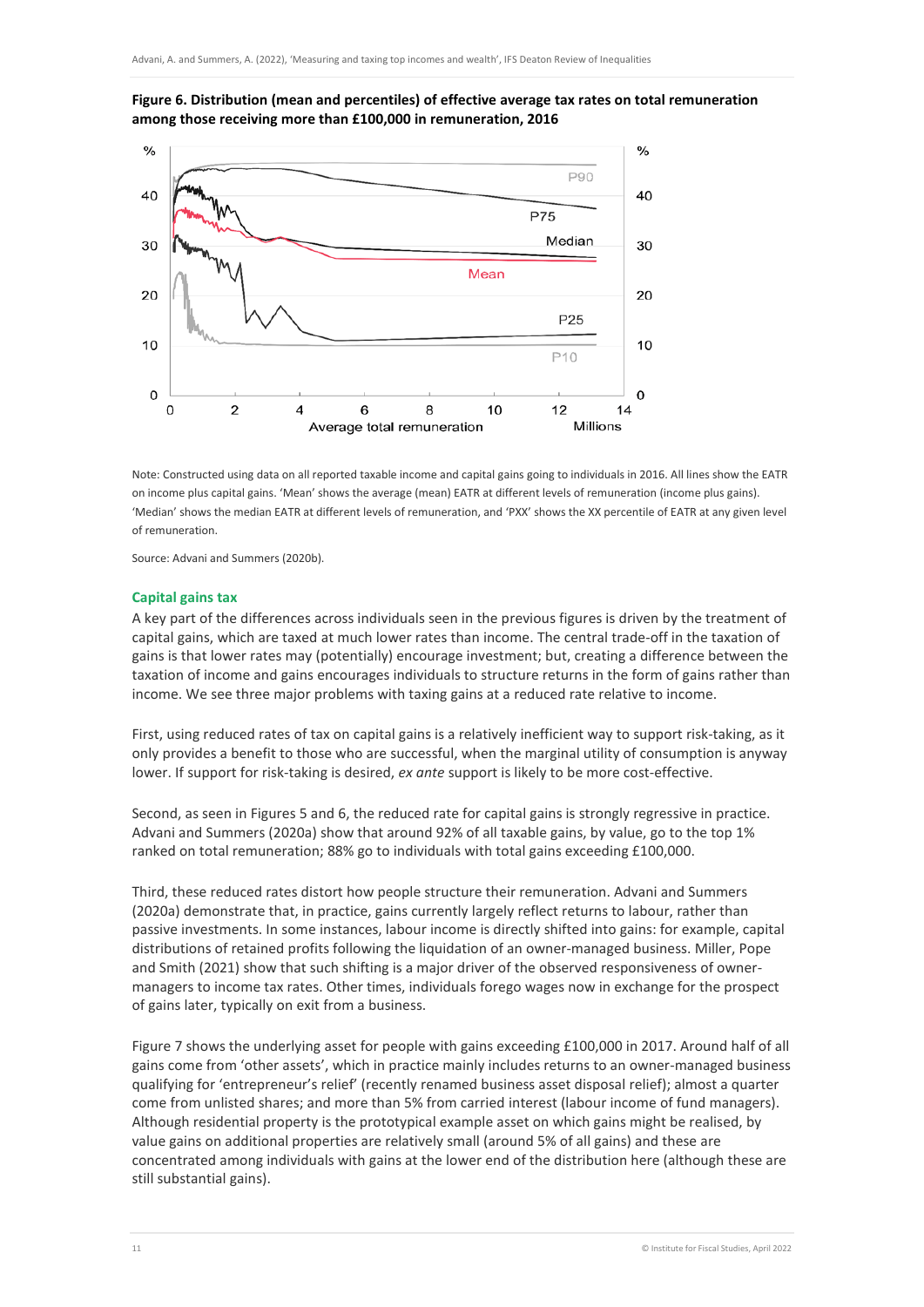**Figure 6. Distribution (mean and percentiles) of effective average tax rates on total remuneration among those receiving more than £100,000 in remuneration, 2016**

Note: Constructed using data on all reported taxable income and capital gains going to individuals in 2016. All lines show the EATR on income plus capital gains. 'Mean' shows the average (mean) EATR at different levels of remuneration (income plus gains). 'Median' shows the median EATR at different levels of remuneration, and 'PXX' shows the XX percentile of EATR at any given level of remuneration.

Source: Advani and Summers (2020b).

### Capital gains tax

A key part of the differences across individuals seen in the previous figures is driven by the treatment of capital gains, which are taxed at much lower rates than income. The central trade-off in the taxation of gains is that lower rates may (potentially) encourage investment; but, creating a difference between the taxation of income and gains encourages individuals to structure returns in the form of gains rather than income. We see three major problems with taxing gains at a reduced rate relative to income.

First, using reduced rates of tax on capital gains is a relatively inefficient way to support risk-taking, as it only provides a benefit to those who are successful, when the marginal utility of consumption is anyway lower. If support for risk-taking is desired, *ex ante* support is likely to be more cost-effective.

Second, as seen in Figures 5 and 6, the reduced rate for capital gains is strongly regressive in practice. Advani and Summers (2020a) show that around 92% of all taxable gains, by value, go to the top 1% ranked on total remuneration; 88% go to individuals with total gains exceeding £100,000.

Third, these reduced rates distort how people structure their remuneration. Advani and Summers (2020a) demonstrate that, in practice, gains currently largely reflect returns to labour, rather than passive investments. In some instances, labour income is directly shifted into gains: for example, capital distributions of retained profits following the liquidation of an owner-managed business. Miller, Pope and Smith (2021) show that such shifting is a major driver of the observed responsiveness of owner-managers to income tax rates. Other times, individuals forego wages now in exchange for the prospect of gains later, typically on exit from a business.

Figure 7 shows the underlying asset for people with gains exceeding £100,000 in 2017. Around half of all gains come from 'other assets', which in practice mainly includes returns to an owner-managed business qualifying for 'entrepreneur's relief' (recently renamed business asset disposal relief); almost a quarter come from unlisted shares; and more than 5% from carried interest (labour income of fund managers). Although residential property is the prototypical example asset on which gains might be realised, by value gains on additional properties are relatively small (around 5% of all gains) and these are concentrated among individuals with gains at the lower end of the distribution here (although these are still substantial gains).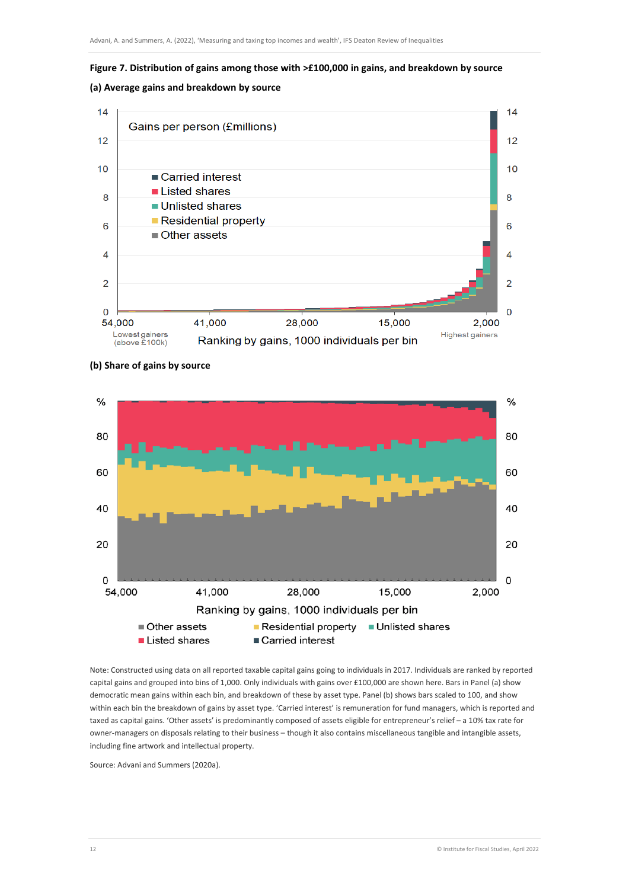**Figure 7. Distribution of gains among those with >£100,000 in gains, and breakdown by source**

**(a) Average gains and breakdown by source**

**(b) Share of gains by source**

Note: Constructed using data on all reported taxable capital gains going to individuals in 2017. Individuals are ranked by reported capital gains and grouped into bins of 1,000. Only individuals with gains over £100,000 are shown here. Bars in Panel (a) show democratic mean gains within each bin, and breakdown of these by asset type. Panel (b) shows bars scaled to 100, and show within each bin the breakdown of gains by asset type. 'Carried interest' is remuneration for fund managers, which is reported and taxed as capital gains. 'Other assets' is predominantly composed of assets eligible for entrepreneur's relief – a 10% tax rate for owner-managers on disposals relating to their business – though it also contains miscellaneous tangible and intangible assets, including fine artwork and intellectual property.

Source: Advani and Summers (2020a).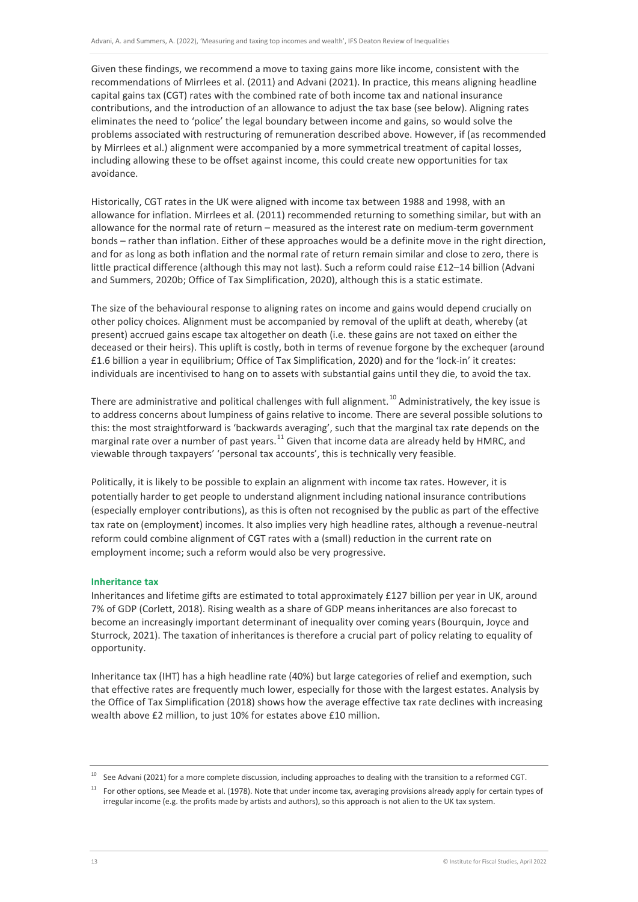Given these findings, we recommend a move to taxing gains more like income, consistent with the recommendations of Mirrlees et al. (2011) and Advani (2021). In practice, this means aligning headline capital gains tax (CGT) rates with the combined rate of both income tax and national insurance contributions, and the introduction of an allowance to adjust the tax base (see below). Aligning rates eliminates the need to 'police' the legal boundary between income and gains, so would solve the problems associated with restructuring of remuneration described above. However, if (as recommended by Mirrlees et al.) alignment were accompanied by a more symmetrical treatment of capital losses, including allowing these to be offset against income, this could create new opportunities for tax avoidance.

Historically, CGT rates in the UK were aligned with income tax between 1988 and 1998, with an allowance for inflation. Mirrlees et al. (2011) recommended returning to something similar, but with an allowance for the normal rate of return – measured as the interest rate on medium-term government bonds – rather than inflation. Either of these approaches would be a definite move in the right direction, and for as long as both inflation and the normal rate of return remain similar and close to zero, there is little practical difference (although this may not last). Such a reform could raise £12–14 billion (Advani and Summers, 2020b; Office of Tax Simplification, 2020), although this is a static estimate.

The size of the behavioural response to aligning rates on income and gains would depend crucially on other policy choices. Alignment must be accompanied by removal of the uplift at death, whereby (at present) accrued gains escape tax altogether on death (i.e. these gains are not taxed on either the deceased or their heirs). This uplift is costly, both in terms of revenue forgone by the exchequer (around £1.6 billion a year in equilibrium; Office of Tax Simplification, 2020) and for the 'lock-in' it creates: individuals are incentivised to hang on to assets with substantial gains until they die, to avoid the tax.

There are administrative and political challenges with full alignment.[10] Administratively, the key issue is to address concerns about lumpiness of gains relative to income. There are several possible solutions to this: the most straightforward is 'backwards averaging', such that the marginal tax rate depends on the marginal rate over a number of past years.[11] Given that income data are already held by HMRC, and viewable through taxpayers' 'personal tax accounts', this is technically very feasible.

Politically, it is likely to be possible to explain an alignment with income tax rates. However, it is potentially harder to get people to understand alignment including national insurance contributions (especially employer contributions), as this is often not recognised by the public as part of the effective tax rate on (employment) incomes. It also implies very high headline rates, although a revenue-neutral reform could combine alignment of CGT rates with a (small) reduction in the current rate on employment income; such a reform would also be very progressive.

### Inheritance tax

Inheritances and lifetime gifts are estimated to total approximately £127 billion per year in UK, around 7% of GDP (Corlett, 2018). Rising wealth as a share of GDP means inheritances are also forecast to become an increasingly important determinant of inequality over coming years (Bourquin, Joyce and Sturrock, 2021). The taxation of inheritances is therefore a crucial part of policy relating to equality of opportunity.

Inheritance tax (IHT) has a high headline rate (40%) but large categories of relief and exemption, such that effective rates are frequently much lower, especially for those with the largest estates. Analysis by the Office of Tax Simplification (2018) shows how the average effective tax rate declines with increasing wealth above £2 million, to just 10% for estates above £10 million.

[10] See Advani (2021) for a more complete discussion, including approaches to dealing with the transition to a reformed CGT.

[11] For other options, see Meade et al. (1978). Note that under income tax, averaging provisions already apply for certain types of irregular income (e.g. the profits made by artists and authors), so this approach is not alien to the UK tax system.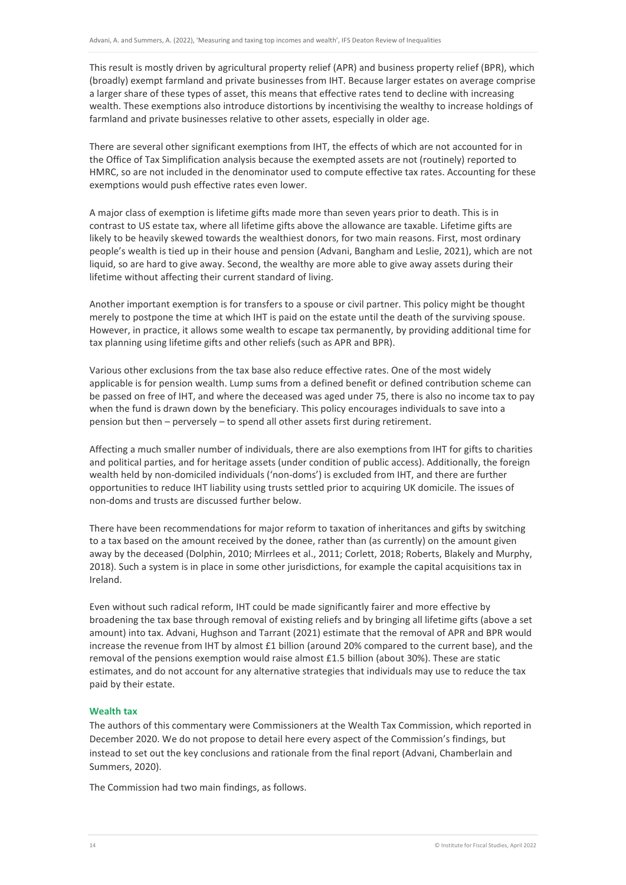This result is mostly driven by agricultural property relief (APR) and business property relief (BPR), which (broadly) exempt farmland and private businesses from IHT. Because larger estates on average comprise a larger share of these types of asset, this means that effective rates tend to decline with increasing wealth. These exemptions also introduce distortions by incentivising the wealthy to increase holdings of farmland and private businesses relative to other assets, especially in older age.

There are several other significant exemptions from IHT, the effects of which are not accounted for in the Office of Tax Simplification analysis because the exempted assets are not (routinely) reported to HMRC, so are not included in the denominator used to compute effective tax rates. Accounting for these exemptions would push effective rates even lower.

A major class of exemption is lifetime gifts made more than seven years prior to death. This is in contrast to US estate tax, where all lifetime gifts above the allowance are taxable. Lifetime gifts are likely to be heavily skewed towards the wealthiest donors, for two main reasons. First, most ordinary people's wealth is tied up in their house and pension (Advani, Bangham and Leslie, 2021), which are not liquid, so are hard to give away. Second, the wealthy are more able to give away assets during their lifetime without affecting their current standard of living.

Another important exemption is for transfers to a spouse or civil partner. This policy might be thought merely to postpone the time at which IHT is paid on the estate until the death of the surviving spouse. However, in practice, it allows some wealth to escape tax permanently, by providing additional time for tax planning using lifetime gifts and other reliefs (such as APR and BPR).

Various other exclusions from the tax base also reduce effective rates. One of the most widely applicable is for pension wealth. Lump sums from a defined benefit or defined contribution scheme can be passed on free of IHT, and where the deceased was aged under 75, there is also no income tax to pay when the fund is drawn down by the beneficiary. This policy encourages individuals to save into a pension but then – perversely – to spend all other assets first during retirement.

Affecting a much smaller number of individuals, there are also exemptions from IHT for gifts to charities and political parties, and for heritage assets (under condition of public access). Additionally, the foreign wealth held by non-domiciled individuals ('non-doms') is excluded from IHT, and there are further opportunities to reduce IHT liability using trusts settled prior to acquiring UK domicile. The issues of non-doms and trusts are discussed further below.

There have been recommendations for major reform to taxation of inheritances and gifts by switching to a tax based on the amount received by the donee, rather than (as currently) on the amount given away by the deceased (Dolphin, 2010; Mirrlees et al., 2011; Corlett, 2018; Roberts, Blakely and Murphy, 2018). Such a system is in place in some other jurisdictions, for example the capital acquisitions tax in Ireland.

Even without such radical reform, IHT could be made significantly fairer and more effective by broadening the tax base through removal of existing reliefs and by bringing all lifetime gifts (above a set amount) into tax. Advani, Hughson and Tarrant (2021) estimate that the removal of APR and BPR would increase the revenue from IHT by almost £1 billion (around 20% compared to the current base), and the removal of the pensions exemption would raise almost £1.5 billion (about 30%). These are static estimates, and do not account for any alternative strategies that individuals may use to reduce the tax paid by their estate.

### Wealth tax

The authors of this commentary were Commissioners at the Wealth Tax Commission, which reported in December 2020. We do not propose to detail here every aspect of the Commission's findings, but instead to set out the key conclusions and rationale from the final report (Advani, Chamberlain and Summers, 2020).

The Commission had two main findings, as follows.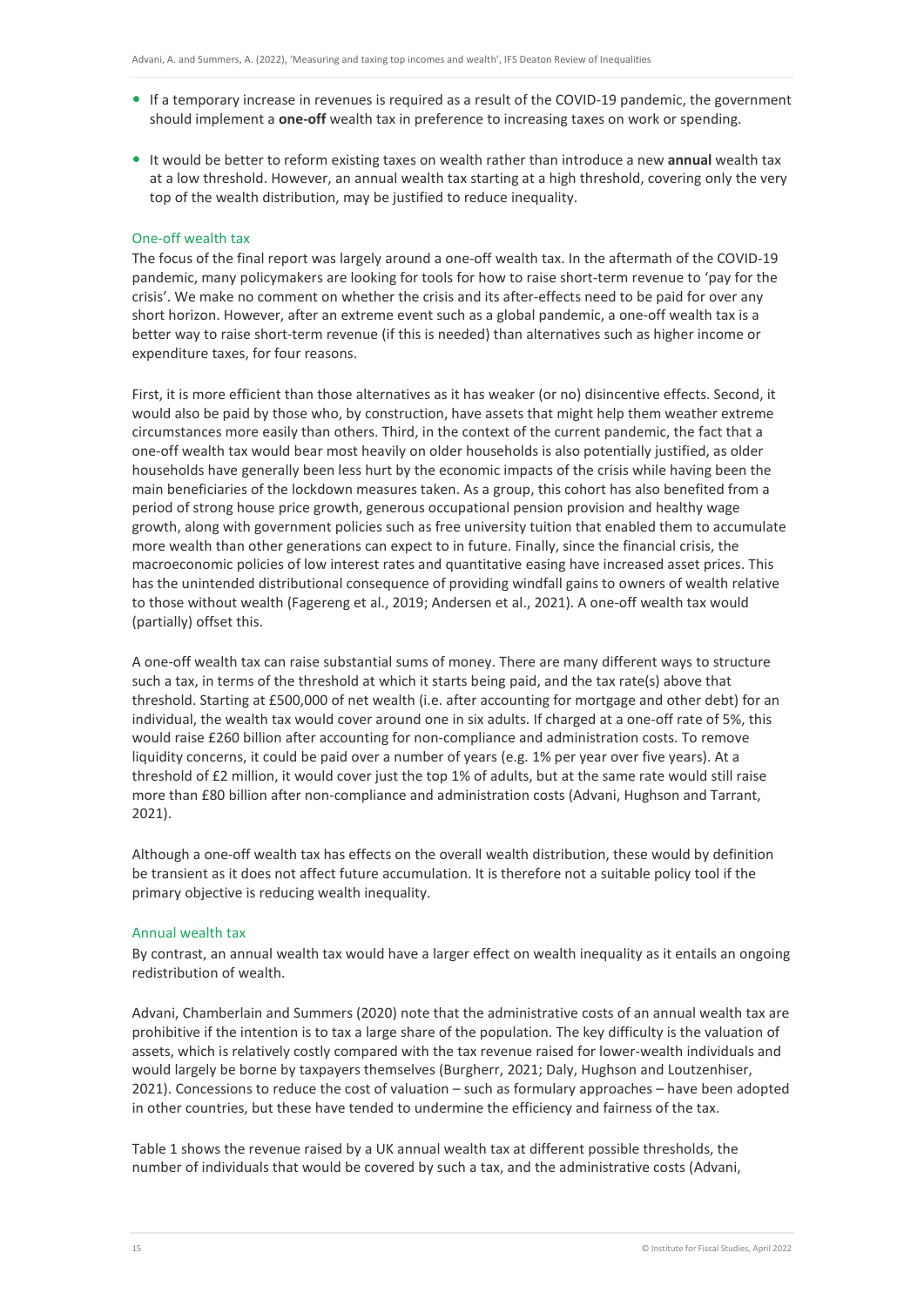- If a temporary increase in revenues is required as a result of the COVID-19 pandemic, the government should implement a **one-off** wealth tax in preference to increasing taxes on work or spending.
- It would be better to reform existing taxes on wealth rather than introduce a new **annual** wealth tax at a low threshold. However, an annual wealth tax starting at a high threshold, covering only the very top of the wealth distribution, may be justified to reduce inequality.

### One-off wealth tax

The focus of the final report was largely around a one-off wealth tax. In the aftermath of the COVID-19 pandemic, many policymakers are looking for tools for how to raise short-term revenue to 'pay for the crisis'. We make no comment on whether the crisis and its after-effects need to be paid for over any short horizon. However, after an extreme event such as a global pandemic, a one-off wealth tax is a better way to raise short-term revenue (if this is needed) than alternatives such as higher income or expenditure taxes, for four reasons.

First, it is more efficient than those alternatives as it has weaker (or no) disincentive effects. Second, it would also be paid by those who, by construction, have assets that might help them weather extreme circumstances more easily than others. Third, in the context of the current pandemic, the fact that a one-off wealth tax would bear most heavily on older households is also potentially justified, as older households have generally been less hurt by the economic impacts of the crisis while having been the main beneficiaries of the lockdown measures taken. As a group, this cohort has also benefited from a period of strong house price growth, generous occupational pension provision and healthy wage growth, along with government policies such as free university tuition that enabled them to accumulate more wealth than other generations can expect to in future. Finally, since the financial crisis, the macroeconomic policies of low interest rates and quantitative easing have increased asset prices. This has the unintended distributional consequence of providing windfall gains to owners of wealth relative to those without wealth (Fagereng et al., 2019; Andersen et al., 2021). A one-off wealth tax would (partially) offset this.

A one-off wealth tax can raise substantial sums of money. There are many different ways to structure such a tax, in terms of the threshold at which it starts being paid, and the tax rate(s) above that threshold. Starting at £500,000 of net wealth (i.e. after accounting for mortgage and other debt) for an individual, the wealth tax would cover around one in six adults. If charged at a one-off rate of 5%, this would raise £260 billion after accounting for non-compliance and administration costs. To remove liquidity concerns, it could be paid over a number of years (e.g. 1% per year over five years). At a threshold of £2 million, it would cover just the top 1% of adults, but at the same rate would still raise more than £80 billion after non-compliance and administration costs (Advani, Hughson and Tarrant, 2021).

Although a one-off wealth tax has effects on the overall wealth distribution, these would by definition be transient as it does not affect future accumulation. It is therefore not a suitable policy tool if the primary objective is reducing wealth inequality.

### Annual wealth tax

By contrast, an annual wealth tax would have a larger effect on wealth inequality as it entails an ongoing redistribution of wealth.

Advani, Chamberlain and Summers (2020) note that the administrative costs of an annual wealth tax are prohibitive if the intention is to tax a large share of the population. The key difficulty is the valuation of assets, which is relatively costly compared with the tax revenue raised for lower-wealth individuals and would largely be borne by taxpayers themselves (Burgherr, 2021; Daly, Hughson and Loutzenhiser, 2021). Concessions to reduce the cost of valuation – such as formulary approaches – have been adopted in other countries, but these have tended to undermine the efficiency and fairness of the tax.

Table 1 shows the revenue raised by a UK annual wealth tax at different possible thresholds, the number of individuals that would be covered by such a tax, and the administrative costs (Advani,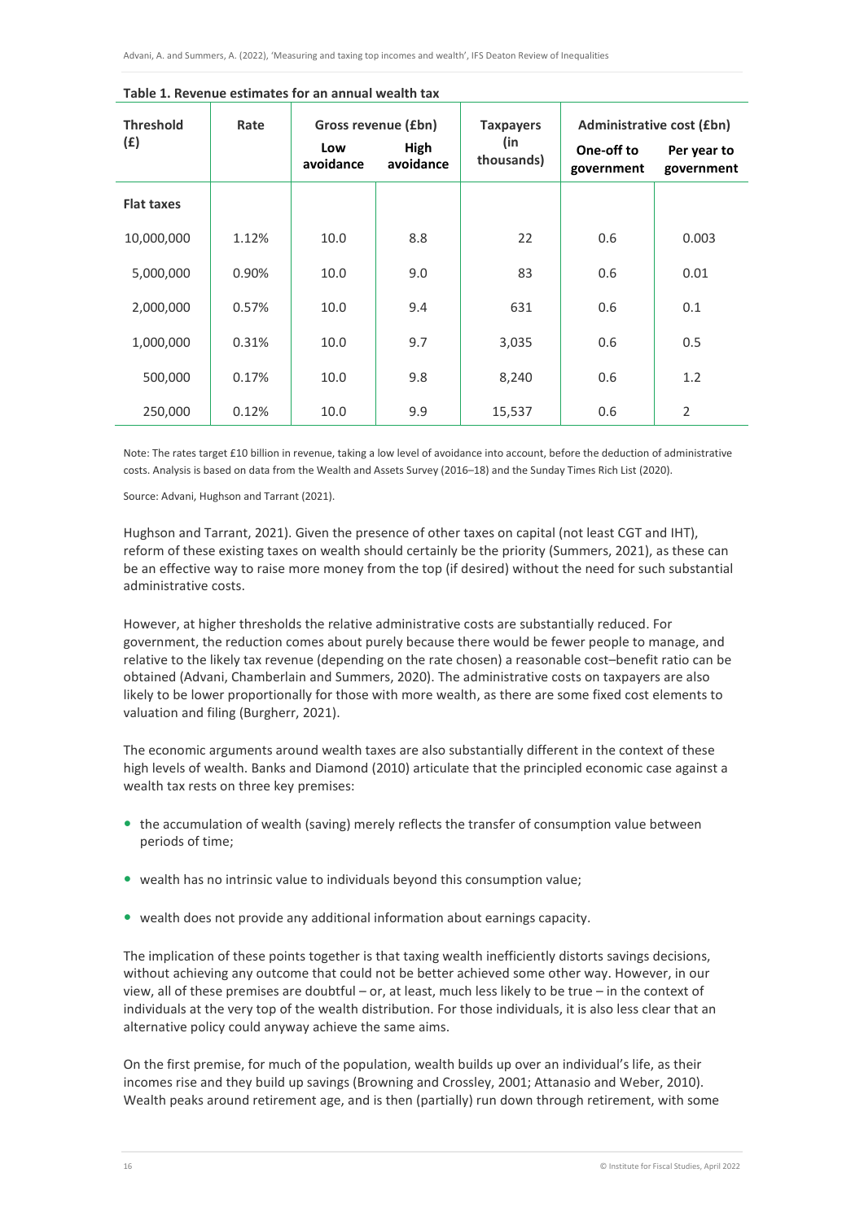**Table 1. Revenue estimates for an annual wealth tax**

| Threshold (£) | Rate | Gross revenue (£bn) | | Taxpayers (in thousands) | Administrative cost (£bn) | |
|---|---|---|---|---|---|---|
| | | Low avoidance | High avoidance | | One-off to government | Per year to government |
| **Flat taxes** | | | | | | |
| 10,000,000 | 1.12% | 10.0 | 8.8 | 22 | 0.6 | 0.003 |
| 5,000,000 | 0.90% | 10.0 | 9.0 | 83 | 0.6 | 0.01 |
| 2,000,000 | 0.57% | 10.0 | 9.4 | 631 | 0.6 | 0.1 |
| 1,000,000 | 0.31% | 10.0 | 9.7 | 3,035 | 0.6 | 0.5 |
| 500,000 | 0.17% | 10.0 | 9.8 | 8,240 | 0.6 | 1.2 |
| 250,000 | 0.12% | 10.0 | 9.9 | 15,537 | 0.6 | 2 |

Note: The rates target £10 billion in revenue, taking a low level of avoidance into account, before the deduction of administrative costs. Analysis is based on data from the Wealth and Assets Survey (2016–18) and the Sunday Times Rich List (2020).

Source: Advani, Hughson and Tarrant (2021).

Hughson and Tarrant, 2021). Given the presence of other taxes on capital (not least CGT and IHT), reform of these existing taxes on wealth should certainly be the priority (Summers, 2021), as these can be an effective way to raise more money from the top (if desired) without the need for such substantial administrative costs.

However, at higher thresholds the relative administrative costs are substantially reduced. For government, the reduction comes about purely because there would be fewer people to manage, and relative to the likely tax revenue (depending on the rate chosen) a reasonable cost–benefit ratio can be obtained (Advani, Chamberlain and Summers, 2020). The administrative costs on taxpayers are also likely to be lower proportionally for those with more wealth, as there are some fixed cost elements to valuation and filing (Burgherr, 2021).

The economic arguments around wealth taxes are also substantially different in the context of these high levels of wealth. Banks and Diamond (2010) articulate that the principled economic case against a wealth tax rests on three key premises:

- the accumulation of wealth (saving) merely reflects the transfer of consumption value between periods of time;
- wealth has no intrinsic value to individuals beyond this consumption value;
- wealth does not provide any additional information about earnings capacity.

The implication of these points together is that taxing wealth inefficiently distorts savings decisions, without achieving any outcome that could not be better achieved some other way. However, in our view, all of these premises are doubtful – or, at least, much less likely to be true – in the context of individuals at the very top of the wealth distribution. For those individuals, it is also less clear that an alternative policy could anyway achieve the same aims.

On the first premise, for much of the population, wealth builds up over an individual's life, as their incomes rise and they build up savings (Browning and Crossley, 2001; Attanasio and Weber, 2010). Wealth peaks around retirement age, and is then (partially) run down through retirement, with some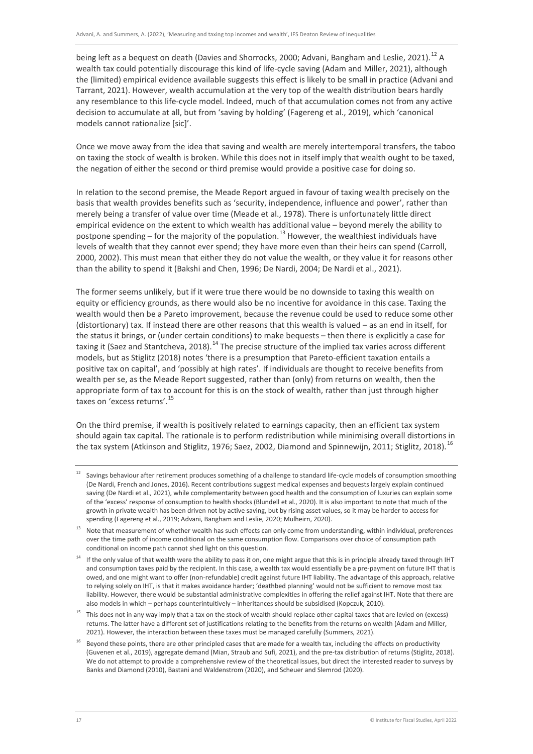being left as a bequest on death (Davies and Shorrocks, 2000; Advani, Bangham and Leslie, 2021).[12] A wealth tax could potentially discourage this kind of life-cycle saving (Adam and Miller, 2021), although the (limited) empirical evidence available suggests this effect is likely to be small in practice (Advani and Tarrant, 2021). However, wealth accumulation at the very top of the wealth distribution bears hardly any resemblance to this life-cycle model. Indeed, much of that accumulation comes not from any active decision to accumulate at all, but from 'saving by holding' (Fagereng et al., 2019), which 'canonical models cannot rationalize [sic]'.

Once we move away from the idea that saving and wealth are merely intertemporal transfers, the taboo on taxing the stock of wealth is broken. While this does not in itself imply that wealth ought to be taxed, the negation of either the second or third premise would provide a positive case for doing so.

In relation to the second premise, the Meade Report argued in favour of taxing wealth precisely on the basis that wealth provides benefits such as 'security, independence, influence and power', rather than merely being a transfer of value over time (Meade et al., 1978). There is unfortunately little direct empirical evidence on the extent to which wealth has additional value – beyond merely the ability to postpone spending – for the majority of the population.[13] However, the wealthiest individuals have levels of wealth that they cannot ever spend; they have more even than their heirs can spend (Carroll, 2000, 2002). This must mean that either they do not value the wealth, or they value it for reasons other than the ability to spend it (Bakshi and Chen, 1996; De Nardi, 2004; De Nardi et al., 2021).

The former seems unlikely, but if it were true there would be no downside to taxing this wealth on equity or efficiency grounds, as there would also be no incentive for avoidance in this case. Taxing the wealth would then be a Pareto improvement, because the revenue could be used to reduce some other (distortionary) tax. If instead there are other reasons that this wealth is valued – as an end in itself, for the status it brings, or (under certain conditions) to make bequests – then there is explicitly a case for taxing it (Saez and Stantcheva, 2018).[14] The precise structure of the implied tax varies across different models, but as Stiglitz (2018) notes 'there is a presumption that Pareto-efficient taxation entails a positive tax on capital', and 'possibly at high rates'. If individuals are thought to receive benefits from wealth per se, as the Meade Report suggested, rather than (only) from returns on wealth, then the appropriate form of tax to account for this is on the stock of wealth, rather than just through higher taxes on 'excess returns'.[15]

On the third premise, if wealth is positively related to earnings capacity, then an efficient tax system should again tax capital. The rationale is to perform redistribution while minimising overall distortions in the tax system (Atkinson and Stiglitz, 1976; Saez, 2002, Diamond and Spinnewijn, 2011; Stiglitz, 2018).[16]

---

[12] Savings behaviour after retirement produces something of a challenge to standard life-cycle models of consumption smoothing (De Nardi, French and Jones, 2016). Recent contributions suggest medical expenses and bequests largely explain continued saving (De Nardi et al., 2021), while complementarity between good health and the consumption of luxuries can explain some of the 'excess' response of consumption to health shocks (Blundell et al., 2020). It is also important to note that much of the growth in private wealth has been driven not by active saving, but by rising asset values, so it may be harder to access for spending (Fagereng et al., 2019; Advani, Bangham and Leslie, 2020; Mulheirn, 2020).

[13] Note that measurement of whether wealth has such effects can only come from understanding, within individual, preferences over the time path of income conditional on the same consumption flow. Comparisons over choice of consumption path conditional on income path cannot shed light on this question.

[14] If the only value of that wealth were the ability to pass it on, one might argue that this is in principle already taxed through IHT and consumption taxes paid by the recipient. In this case, a wealth tax would essentially be a pre-payment on future IHT that is owed, and one might want to offer (non-refundable) credit against future IHT liability. The advantage of this approach, relative to relying solely on IHT, is that it makes avoidance harder; 'deathbed planning' would not be sufficient to remove most tax liability. However, there would be substantial administrative complexities in offering the relief against IHT. Note that there are also models in which – perhaps counterintuitively – inheritances should be subsidised (Kopczuk, 2010).

[15] This does not in any way imply that a tax on the stock of wealth should replace other capital taxes that are levied on (excess) returns. The latter have a different set of justifications relating to the benefits from the returns on wealth (Adam and Miller, 2021). However, the interaction between these taxes must be managed carefully (Summers, 2021).

[16] Beyond these points, there are other principled cases that are made for a wealth tax, including the effects on productivity (Guvenen et al., 2019), aggregate demand (Mian, Straub and Sufi, 2021), and the pre-tax distribution of returns (Stiglitz, 2018). We do not attempt to provide a comprehensive review of the theoretical issues, but direct the interested reader to surveys by Banks and Diamond (2010), Bastani and Waldenstrom (2020), and Scheuer and Slemrod (2020).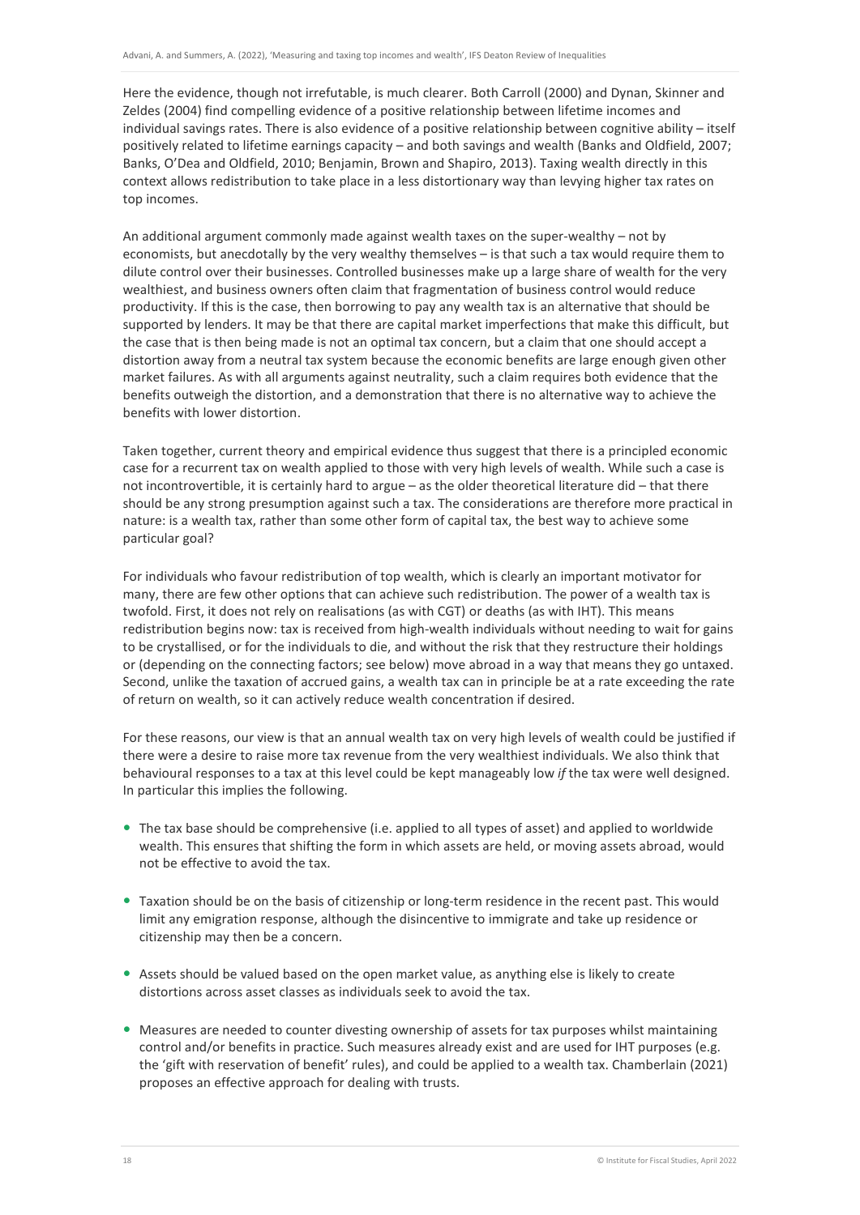Here the evidence, though not irrefutable, is much clearer. Both Carroll (2000) and Dynan, Skinner and Zeldes (2004) find compelling evidence of a positive relationship between lifetime incomes and individual savings rates. There is also evidence of a positive relationship between cognitive ability – itself positively related to lifetime earnings capacity – and both savings and wealth (Banks and Oldfield, 2007; Banks, O'Dea and Oldfield, 2010; Benjamin, Brown and Shapiro, 2013). Taxing wealth directly in this context allows redistribution to take place in a less distortionary way than levying higher tax rates on top incomes.

An additional argument commonly made against wealth taxes on the super-wealthy – not by economists, but anecdotally by the very wealthy themselves – is that such a tax would require them to dilute control over their businesses. Controlled businesses make up a large share of wealth for the very wealthiest, and business owners often claim that fragmentation of business control would reduce productivity. If this is the case, then borrowing to pay any wealth tax is an alternative that should be supported by lenders. It may be that there are capital market imperfections that make this difficult, but the case that is then being made is not an optimal tax concern, but a claim that one should accept a distortion away from a neutral tax system because the economic benefits are large enough given other market failures. As with all arguments against neutrality, such a claim requires both evidence that the benefits outweigh the distortion, and a demonstration that there is no alternative way to achieve the benefits with lower distortion.

Taken together, current theory and empirical evidence thus suggest that there is a principled economic case for a recurrent tax on wealth applied to those with very high levels of wealth. While such a case is not incontrovertible, it is certainly hard to argue – as the older theoretical literature did – that there should be any strong presumption against such a tax. The considerations are therefore more practical in nature: is a wealth tax, rather than some other form of capital tax, the best way to achieve some particular goal?

For individuals who favour redistribution of top wealth, which is clearly an important motivator for many, there are few other options that can achieve such redistribution. The power of a wealth tax is twofold. First, it does not rely on realisations (as with CGT) or deaths (as with IHT). This means redistribution begins now: tax is received from high-wealth individuals without needing to wait for gains to be crystallised, or for the individuals to die, and without the risk that they restructure their holdings or (depending on the connecting factors; see below) move abroad in a way that means they go untaxed. Second, unlike the taxation of accrued gains, a wealth tax can in principle be at a rate exceeding the rate of return on wealth, so it can actively reduce wealth concentration if desired.

For these reasons, our view is that an annual wealth tax on very high levels of wealth could be justified if there were a desire to raise more tax revenue from the very wealthiest individuals. We also think that behavioural responses to a tax at this level could be kept manageably low *if* the tax were well designed. In particular this implies the following.

- The tax base should be comprehensive (i.e. applied to all types of asset) and applied to worldwide wealth. This ensures that shifting the form in which assets are held, or moving assets abroad, would not be effective to avoid the tax.
- Taxation should be on the basis of citizenship or long-term residence in the recent past. This would limit any emigration response, although the disincentive to immigrate and take up residence or citizenship may then be a concern.
- Assets should be valued based on the open market value, as anything else is likely to create distortions across asset classes as individuals seek to avoid the tax.
- Measures are needed to counter divesting ownership of assets for tax purposes whilst maintaining control and/or benefits in practice. Such measures already exist and are used for IHT purposes (e.g. the 'gift with reservation of benefit' rules), and could be applied to a wealth tax. Chamberlain (2021) proposes an effective approach for dealing with trusts.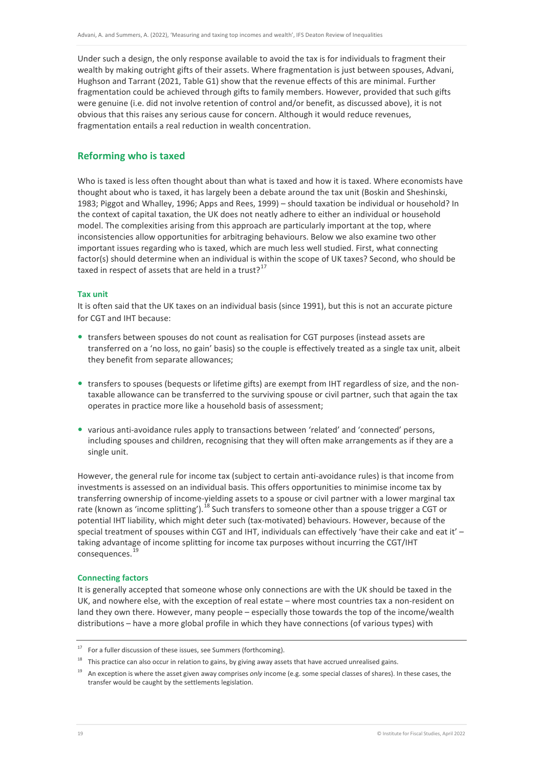Under such a design, the only response available to avoid the tax is for individuals to fragment their wealth by making outright gifts of their assets. Where fragmentation is just between spouses, Advani, Hughson and Tarrant (2021, Table G1) show that the revenue effects of this are minimal. Further fragmentation could be achieved through gifts to family members. However, provided that such gifts were genuine (i.e. did not involve retention of control and/or benefit, as discussed above), it is not obvious that this raises any serious cause for concern. Although it would reduce revenues, fragmentation entails a real reduction in wealth concentration.

## Reforming who is taxed

Who is taxed is less often thought about than what is taxed and how it is taxed. Where economists have thought about who is taxed, it has largely been a debate around the tax unit (Boskin and Sheshinski, 1983; Piggot and Whalley, 1996; Apps and Rees, 1999) – should taxation be individual or household? In the context of capital taxation, the UK does not neatly adhere to either an individual or household model. The complexities arising from this approach are particularly important at the top, where inconsistencies allow opportunities for arbitraging behaviours. Below we also examine two other important issues regarding who is taxed, which are much less well studied. First, what connecting factor(s) should determine when an individual is within the scope of UK taxes? Second, who should be taxed in respect of assets that are held in a trust?[17]

### Tax unit

It is often said that the UK taxes on an individual basis (since 1991), but this is not an accurate picture for CGT and IHT because:

- transfers between spouses do not count as realisation for CGT purposes (instead assets are transferred on a 'no loss, no gain' basis) so the couple is effectively treated as a single tax unit, albeit they benefit from separate allowances;
- transfers to spouses (bequests or lifetime gifts) are exempt from IHT regardless of size, and the non-taxable allowance can be transferred to the surviving spouse or civil partner, such that again the tax operates in practice more like a household basis of assessment;
- various anti-avoidance rules apply to transactions between 'related' and 'connected' persons, including spouses and children, recognising that they will often make arrangements as if they are a single unit.

However, the general rule for income tax (subject to certain anti-avoidance rules) is that income from investments is assessed on an individual basis. This offers opportunities to minimise income tax by transferring ownership of income-yielding assets to a spouse or civil partner with a lower marginal tax rate (known as 'income splitting').[18] Such transfers to someone other than a spouse trigger a CGT or potential IHT liability, which might deter such (tax-motivated) behaviours. However, because of the special treatment of spouses within CGT and IHT, individuals can effectively 'have their cake and eat it' – taking advantage of income splitting for income tax purposes without incurring the CGT/IHT consequences.[19]

### Connecting factors

It is generally accepted that someone whose only connections are with the UK should be taxed in the UK, and nowhere else, with the exception of real estate – where most countries tax a non-resident on land they own there. However, many people – especially those towards the top of the income/wealth distributions – have a more global profile in which they have connections (of various types) with

---

[17] For a fuller discussion of these issues, see Summers (forthcoming).

[18] This practice can also occur in relation to gains, by giving away assets that have accrued unrealised gains.

[19] An exception is where the asset given away comprises *only* income (e.g. some special classes of shares). In these cases, the transfer would be caught by the settlements legislation.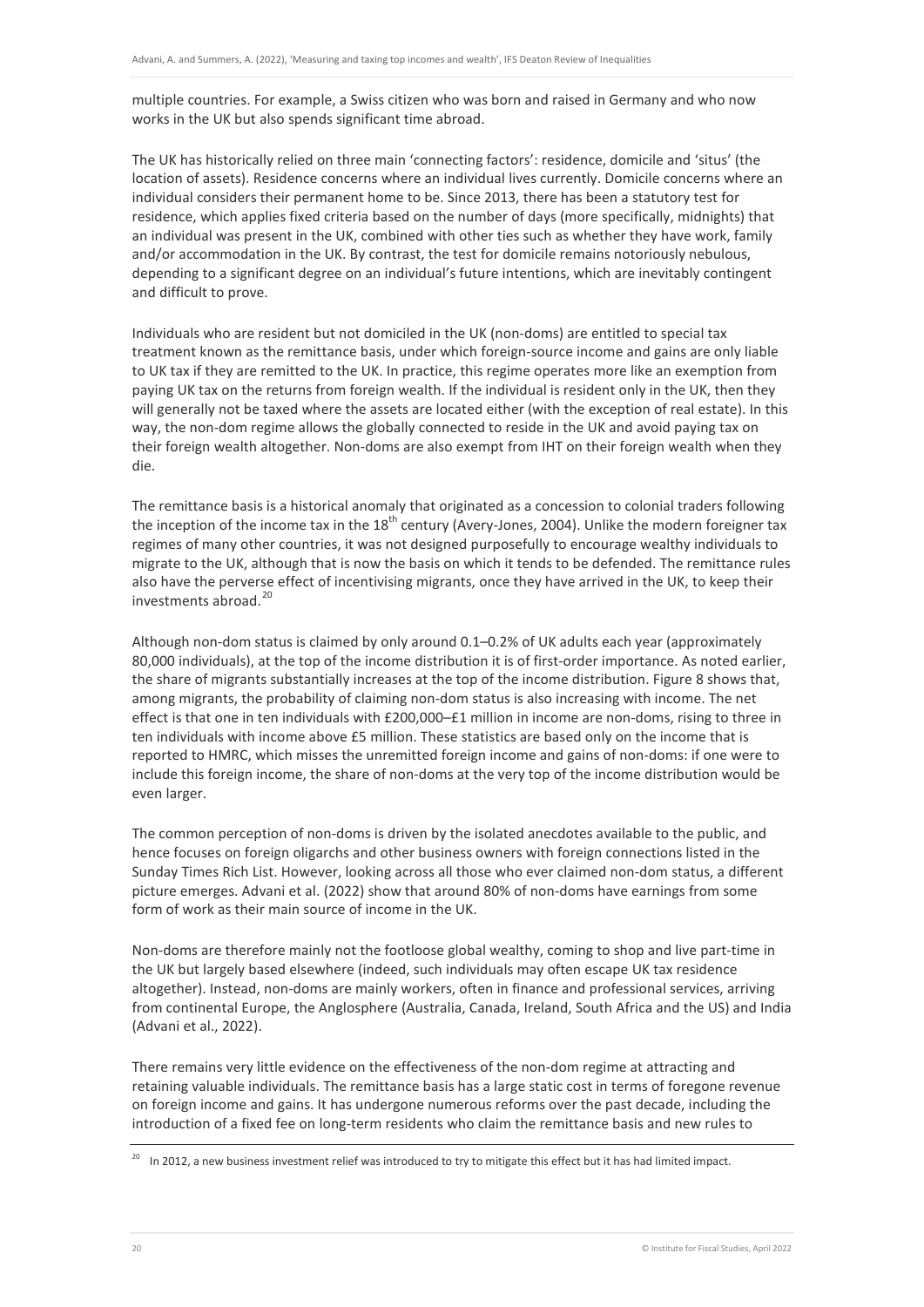multiple countries. For example, a Swiss citizen who was born and raised in Germany and who now works in the UK but also spends significant time abroad.

The UK has historically relied on three main 'connecting factors': residence, domicile and 'situs' (the location of assets). Residence concerns where an individual lives currently. Domicile concerns where an individual considers their permanent home to be. Since 2013, there has been a statutory test for residence, which applies fixed criteria based on the number of days (more specifically, midnights) that an individual was present in the UK, combined with other ties such as whether they have work, family and/or accommodation in the UK. By contrast, the test for domicile remains notoriously nebulous, depending to a significant degree on an individual's future intentions, which are inevitably contingent and difficult to prove.

Individuals who are resident but not domiciled in the UK (non-doms) are entitled to special tax treatment known as the remittance basis, under which foreign-source income and gains are only liable to UK tax if they are remitted to the UK. In practice, this regime operates more like an exemption from paying UK tax on the returns from foreign wealth. If the individual is resident only in the UK, then they will generally not be taxed where the assets are located either (with the exception of real estate). In this way, the non-dom regime allows the globally connected to reside in the UK and avoid paying tax on their foreign wealth altogether. Non-doms are also exempt from IHT on their foreign wealth when they die.

The remittance basis is a historical anomaly that originated as a concession to colonial traders following the inception of the income tax in the 18th century (Avery-Jones, 2004). Unlike the modern foreigner tax regimes of many other countries, it was not designed purposefully to encourage wealthy individuals to migrate to the UK, although that is now the basis on which it tends to be defended. The remittance rules also have the perverse effect of incentivising migrants, once they have arrived in the UK, to keep their investments abroad.[20]

Although non-dom status is claimed by only around 0.1–0.2% of UK adults each year (approximately 80,000 individuals), at the top of the income distribution it is of first-order importance. As noted earlier, the share of migrants substantially increases at the top of the income distribution. Figure 8 shows that, among migrants, the probability of claiming non-dom status is also increasing with income. The net effect is that one in ten individuals with £200,000–£1 million in income are non-doms, rising to three in ten individuals with income above £5 million. These statistics are based only on the income that is reported to HMRC, which misses the unremitted foreign income and gains of non-doms: if one were to include this foreign income, the share of non-doms at the very top of the income distribution would be even larger.

The common perception of non-doms is driven by the isolated anecdotes available to the public, and hence focuses on foreign oligarchs and other business owners with foreign connections listed in the Sunday Times Rich List. However, looking across all those who ever claimed non-dom status, a different picture emerges. Advani et al. (2022) show that around 80% of non-doms have earnings from some form of work as their main source of income in the UK.

Non-doms are therefore mainly not the footloose global wealthy, coming to shop and live part-time in the UK but largely based elsewhere (indeed, such individuals may often escape UK tax residence altogether). Instead, non-doms are mainly workers, often in finance and professional services, arriving from continental Europe, the Anglosphere (Australia, Canada, Ireland, South Africa and the US) and India (Advani et al., 2022).

There remains very little evidence on the effectiveness of the non-dom regime at attracting and retaining valuable individuals. The remittance basis has a large static cost in terms of foregone revenue on foreign income and gains. It has undergone numerous reforms over the past decade, including the introduction of a fixed fee on long-term residents who claim the remittance basis and new rules to

[20] In 2012, a new business investment relief was introduced to try to mitigate this effect but it has had limited impact.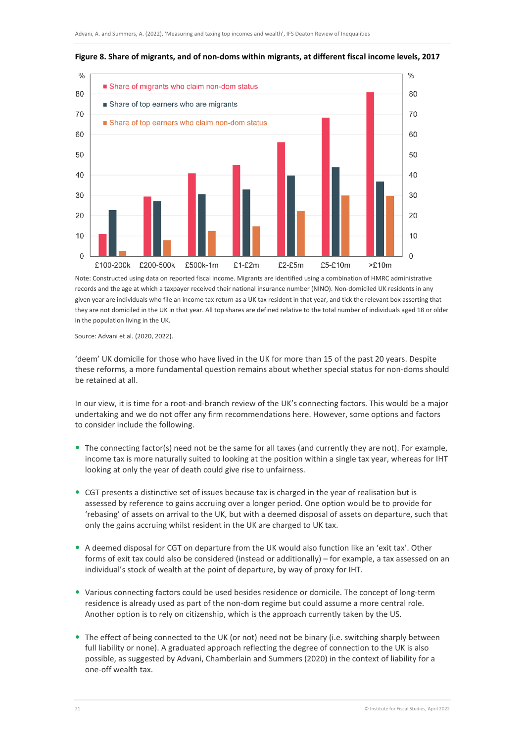**Figure 8. Share of migrants, and of non-doms within migrants, at different fiscal income levels, 2017**

Note: Constructed using data on reported fiscal income. Migrants are identified using a combination of HMRC administrative records and the age at which a taxpayer received their national insurance number (NINO). Non-domiciled UK residents in any given year are individuals who file an income tax return as a UK tax resident in that year, and tick the relevant box asserting that they are not domiciled in the UK in that year. All top shares are defined relative to the total number of individuals aged 18 or older in the population living in the UK.

Source: Advani et al. (2020, 2022).

'deem' UK domicile for those who have lived in the UK for more than 15 of the past 20 years. Despite these reforms, a more fundamental question remains about whether special status for non-doms should be retained at all.

In our view, it is time for a root-and-branch review of the UK's connecting factors. This would be a major undertaking and we do not offer any firm recommendations here. However, some options and factors to consider include the following.

- The connecting factor(s) need not be the same for all taxes (and currently they are not). For example, income tax is more naturally suited to looking at the position within a single tax year, whereas for IHT looking at only the year of death could give rise to unfairness.
- CGT presents a distinctive set of issues because tax is charged in the year of realisation but is assessed by reference to gains accruing over a longer period. One option would be to provide for 'rebasing' of assets on arrival to the UK, but with a deemed disposal of assets on departure, such that only the gains accruing whilst resident in the UK are charged to UK tax.
- A deemed disposal for CGT on departure from the UK would also function like an 'exit tax'. Other forms of exit tax could also be considered (instead or additionally) – for example, a tax assessed on an individual's stock of wealth at the point of departure, by way of proxy for IHT.
- Various connecting factors could be used besides residence or domicile. The concept of long-term residence is already used as part of the non-dom regime but could assume a more central role. Another option is to rely on citizenship, which is the approach currently taken by the US.
- The effect of being connected to the UK (or not) need not be binary (i.e. switching sharply between full liability or none). A graduated approach reflecting the degree of connection to the UK is also possible, as suggested by Advani, Chamberlain and Summers (2020) in the context of liability for a one-off wealth tax.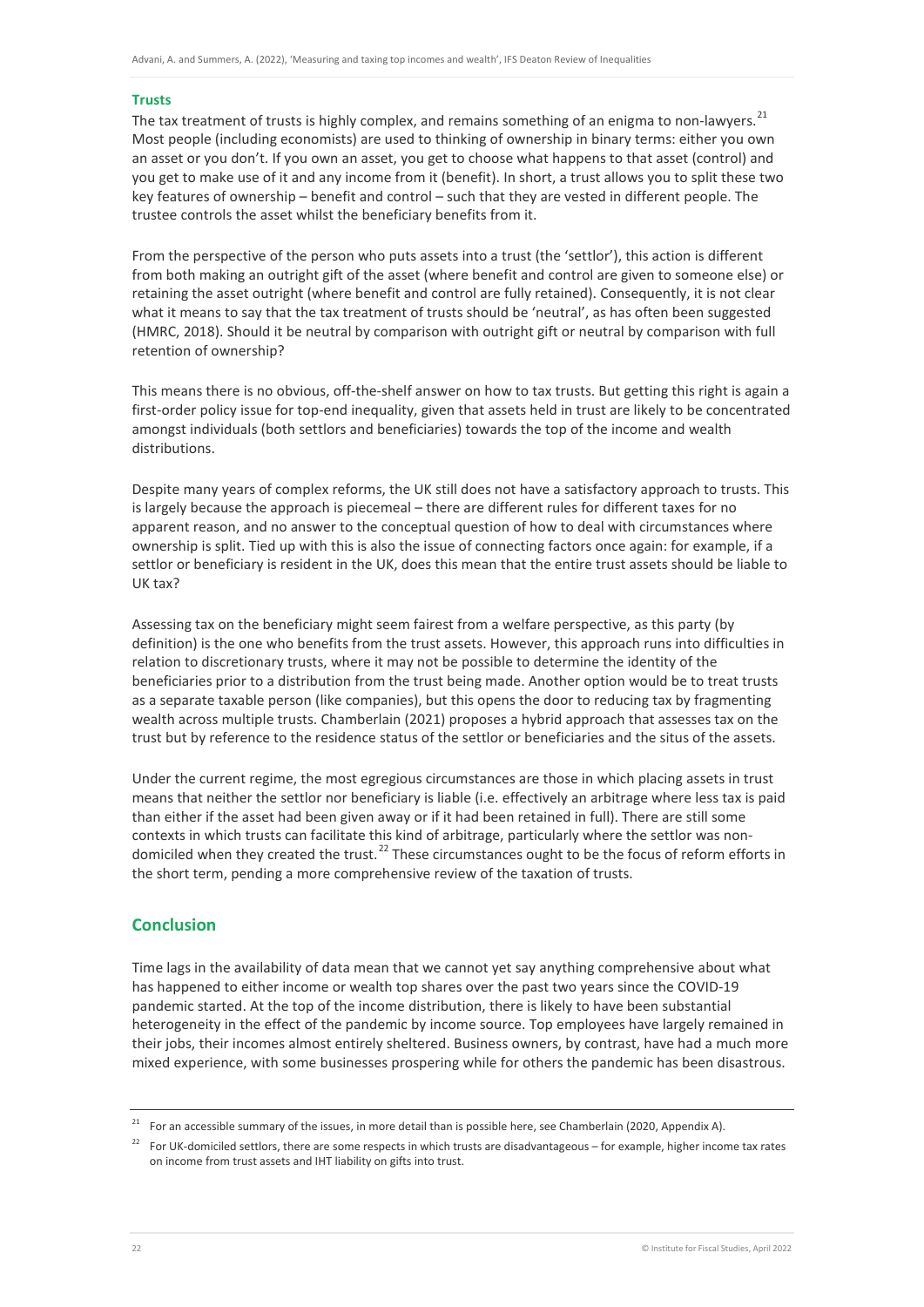### Trusts

The tax treatment of trusts is highly complex, and remains something of an enigma to non-lawyers.[21] Most people (including economists) are used to thinking of ownership in binary terms: either you own an asset or you don't. If you own an asset, you get to choose what happens to that asset (control) and you get to make use of it and any income from it (benefit). In short, a trust allows you to split these two key features of ownership – benefit and control – such that they are vested in different people. The trustee controls the asset whilst the beneficiary benefits from it.

From the perspective of the person who puts assets into a trust (the 'settlor'), this action is different from both making an outright gift of the asset (where benefit and control are given to someone else) or retaining the asset outright (where benefit and control are fully retained). Consequently, it is not clear what it means to say that the tax treatment of trusts should be 'neutral', as has often been suggested (HMRC, 2018). Should it be neutral by comparison with outright gift or neutral by comparison with full retention of ownership?

This means there is no obvious, off-the-shelf answer on how to tax trusts. But getting this right is again a first-order policy issue for top-end inequality, given that assets held in trust are likely to be concentrated amongst individuals (both settlors and beneficiaries) towards the top of the income and wealth distributions.

Despite many years of complex reforms, the UK still does not have a satisfactory approach to trusts. This is largely because the approach is piecemeal – there are different rules for different taxes for no apparent reason, and no answer to the conceptual question of how to deal with circumstances where ownership is split. Tied up with this is also the issue of connecting factors once again: for example, if a settlor or beneficiary is resident in the UK, does this mean that the entire trust assets should be liable to UK tax?

Assessing tax on the beneficiary might seem fairest from a welfare perspective, as this party (by definition) is the one who benefits from the trust assets. However, this approach runs into difficulties in relation to discretionary trusts, where it may not be possible to determine the identity of the beneficiaries prior to a distribution from the trust being made. Another option would be to treat trusts as a separate taxable person (like companies), but this opens the door to reducing tax by fragmenting wealth across multiple trusts. Chamberlain (2021) proposes a hybrid approach that assesses tax on the trust but by reference to the residence status of the settlor or beneficiaries and the situs of the assets.

Under the current regime, the most egregious circumstances are those in which placing assets in trust means that neither the settlor nor beneficiary is liable (i.e. effectively an arbitrage where less tax is paid than either if the asset had been given away or if it had been retained in full). There are still some contexts in which trusts can facilitate this kind of arbitrage, particularly where the settlor was non-domiciled when they created the trust.[22] These circumstances ought to be the focus of reform efforts in the short term, pending a more comprehensive review of the taxation of trusts.

## Conclusion

Time lags in the availability of data mean that we cannot yet say anything comprehensive about what has happened to either income or wealth top shares over the past two years since the COVID-19 pandemic started. At the top of the income distribution, there is likely to have been substantial heterogeneity in the effect of the pandemic by income source. Top employees have largely remained in their jobs, their incomes almost entirely sheltered. Business owners, by contrast, have had a much more mixed experience, with some businesses prospering while for others the pandemic has been disastrous.

---

[21] For an accessible summary of the issues, in more detail than is possible here, see Chamberlain (2020, Appendix A).

[22] For UK-domiciled settlors, there are some respects in which trusts are disadvantageous – for example, higher income tax rates on income from trust assets and IHT liability on gifts into trust.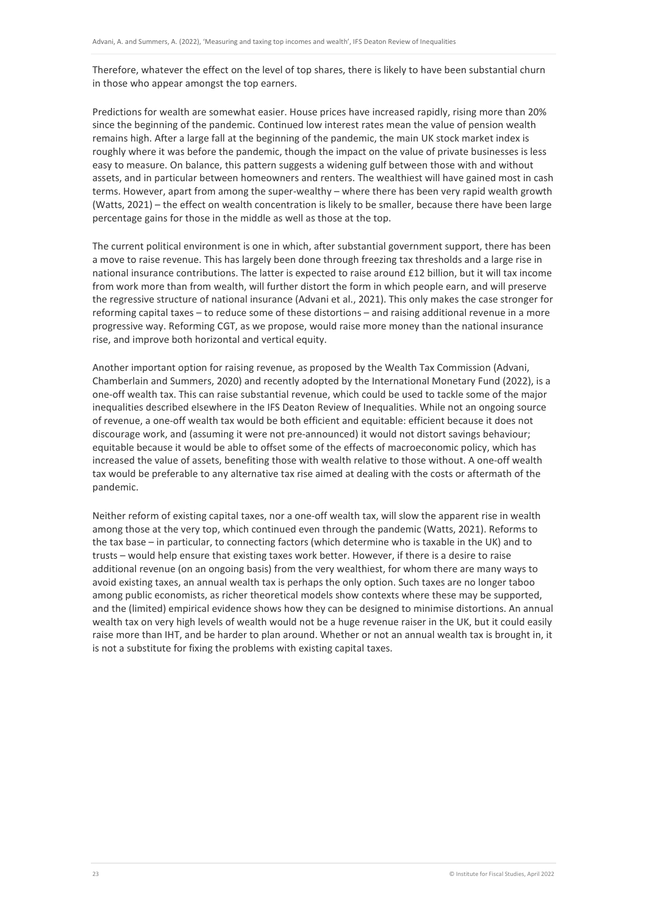Therefore, whatever the effect on the level of top shares, there is likely to have been substantial churn in those who appear amongst the top earners.

Predictions for wealth are somewhat easier. House prices have increased rapidly, rising more than 20% since the beginning of the pandemic. Continued low interest rates mean the value of pension wealth remains high. After a large fall at the beginning of the pandemic, the main UK stock market index is roughly where it was before the pandemic, though the impact on the value of private businesses is less easy to measure. On balance, this pattern suggests a widening gulf between those with and without assets, and in particular between homeowners and renters. The wealthiest will have gained most in cash terms. However, apart from among the super-wealthy – where there has been very rapid wealth growth (Watts, 2021) – the effect on wealth concentration is likely to be smaller, because there have been large percentage gains for those in the middle as well as those at the top.

The current political environment is one in which, after substantial government support, there has been a move to raise revenue. This has largely been done through freezing tax thresholds and a large rise in national insurance contributions. The latter is expected to raise around £12 billion, but it will tax income from work more than from wealth, will further distort the form in which people earn, and will preserve the regressive structure of national insurance (Advani et al., 2021). This only makes the case stronger for reforming capital taxes – to reduce some of these distortions – and raising additional revenue in a more progressive way. Reforming CGT, as we propose, would raise more money than the national insurance rise, and improve both horizontal and vertical equity.

Another important option for raising revenue, as proposed by the Wealth Tax Commission (Advani, Chamberlain and Summers, 2020) and recently adopted by the International Monetary Fund (2022), is a one-off wealth tax. This can raise substantial revenue, which could be used to tackle some of the major inequalities described elsewhere in the IFS Deaton Review of Inequalities. While not an ongoing source of revenue, a one-off wealth tax would be both efficient and equitable: efficient because it does not discourage work, and (assuming it were not pre-announced) it would not distort savings behaviour; equitable because it would be able to offset some of the effects of macroeconomic policy, which has increased the value of assets, benefiting those with wealth relative to those without. A one-off wealth tax would be preferable to any alternative tax rise aimed at dealing with the costs or aftermath of the pandemic.

Neither reform of existing capital taxes, nor a one-off wealth tax, will slow the apparent rise in wealth among those at the very top, which continued even through the pandemic (Watts, 2021). Reforms to the tax base – in particular, to connecting factors (which determine who is taxable in the UK) and to trusts – would help ensure that existing taxes work better. However, if there is a desire to raise additional revenue (on an ongoing basis) from the very wealthiest, for whom there are many ways to avoid existing taxes, an annual wealth tax is perhaps the only option. Such taxes are no longer taboo among public economists, as richer theoretical models show contexts where these may be supported, and the (limited) empirical evidence shows how they can be designed to minimise distortions. An annual wealth tax on very high levels of wealth would not be a huge revenue raiser in the UK, but it could easily raise more than IHT, and be harder to plan around. Whether or not an annual wealth tax is brought in, it is not a substitute for fixing the problems with existing capital taxes.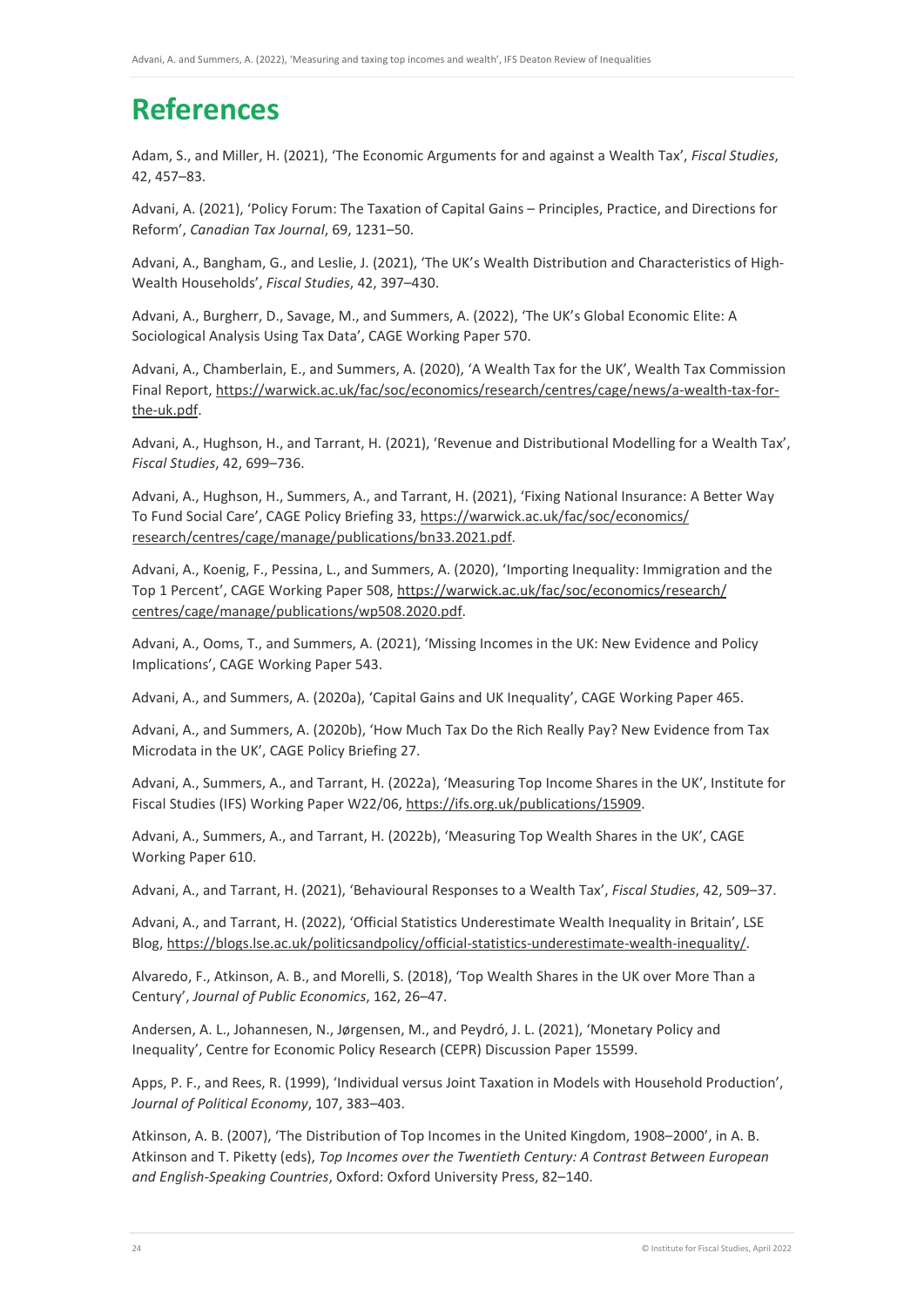# References

Adam, S., and Miller, H. (2021), 'The Economic Arguments for and against a Wealth Tax', *Fiscal Studies*, 42, 457–83.

Advani, A. (2021), 'Policy Forum: The Taxation of Capital Gains – Principles, Practice, and Directions for Reform', *Canadian Tax Journal*, 69, 1231–50.

Advani, A., Bangham, G., and Leslie, J. (2021), 'The UK's Wealth Distribution and Characteristics of High-Wealth Households', *Fiscal Studies*, 42, 397–430.

Advani, A., Burgherr, D., Savage, M., and Summers, A. (2022), 'The UK's Global Economic Elite: A Sociological Analysis Using Tax Data', CAGE Working Paper 570.

Advani, A., Chamberlain, E., and Summers, A. (2020), 'A Wealth Tax for the UK', Wealth Tax Commission Final Report, https://warwick.ac.uk/fac/soc/economics/research/centres/cage/news/a-wealth-tax-for-the-uk.pdf.

Advani, A., Hughson, H., and Tarrant, H. (2021), 'Revenue and Distributional Modelling for a Wealth Tax', *Fiscal Studies*, 42, 699–736.

Advani, A., Hughson, H., Summers, A., and Tarrant, H. (2021), 'Fixing National Insurance: A Better Way To Fund Social Care', CAGE Policy Briefing 33, https://warwick.ac.uk/fac/soc/economics/research/centres/cage/manage/publications/bn33.2021.pdf.

Advani, A., Koenig, F., Pessina, L., and Summers, A. (2020), 'Importing Inequality: Immigration and the Top 1 Percent', CAGE Working Paper 508, https://warwick.ac.uk/fac/soc/economics/research/centres/cage/manage/publications/wp508.2020.pdf.

Advani, A., Ooms, T., and Summers, A. (2021), 'Missing Incomes in the UK: New Evidence and Policy Implications', CAGE Working Paper 543.

Advani, A., and Summers, A. (2020a), 'Capital Gains and UK Inequality', CAGE Working Paper 465.

Advani, A., and Summers, A. (2020b), 'How Much Tax Do the Rich Really Pay? New Evidence from Tax Microdata in the UK', CAGE Policy Briefing 27.

Advani, A., Summers, A., and Tarrant, H. (2022a), 'Measuring Top Income Shares in the UK', Institute for Fiscal Studies (IFS) Working Paper W22/06, https://ifs.org.uk/publications/15909.

Advani, A., Summers, A., and Tarrant, H. (2022b), 'Measuring Top Wealth Shares in the UK', CAGE Working Paper 610.

Advani, A., and Tarrant, H. (2021), 'Behavioural Responses to a Wealth Tax', *Fiscal Studies*, 42, 509–37.

Advani, A., and Tarrant, H. (2022), 'Official Statistics Underestimate Wealth Inequality in Britain', LSE Blog, https://blogs.lse.ac.uk/politicsandpolicy/official-statistics-underestimate-wealth-inequality/.

Alvaredo, F., Atkinson, A. B., and Morelli, S. (2018), 'Top Wealth Shares in the UK over More Than a Century', *Journal of Public Economics*, 162, 26–47.

Andersen, A. L., Johannesen, N., Jørgensen, M., and Peydró, J. L. (2021), 'Monetary Policy and Inequality', Centre for Economic Policy Research (CEPR) Discussion Paper 15599.

Apps, P. F., and Rees, R. (1999), 'Individual versus Joint Taxation in Models with Household Production', *Journal of Political Economy*, 107, 383–403.

Atkinson, A. B. (2007), 'The Distribution of Top Incomes in the United Kingdom, 1908–2000', in A. B. Atkinson and T. Piketty (eds), *Top Incomes over the Twentieth Century: A Contrast Between European and English-Speaking Countries*, Oxford: Oxford University Press, 82–140.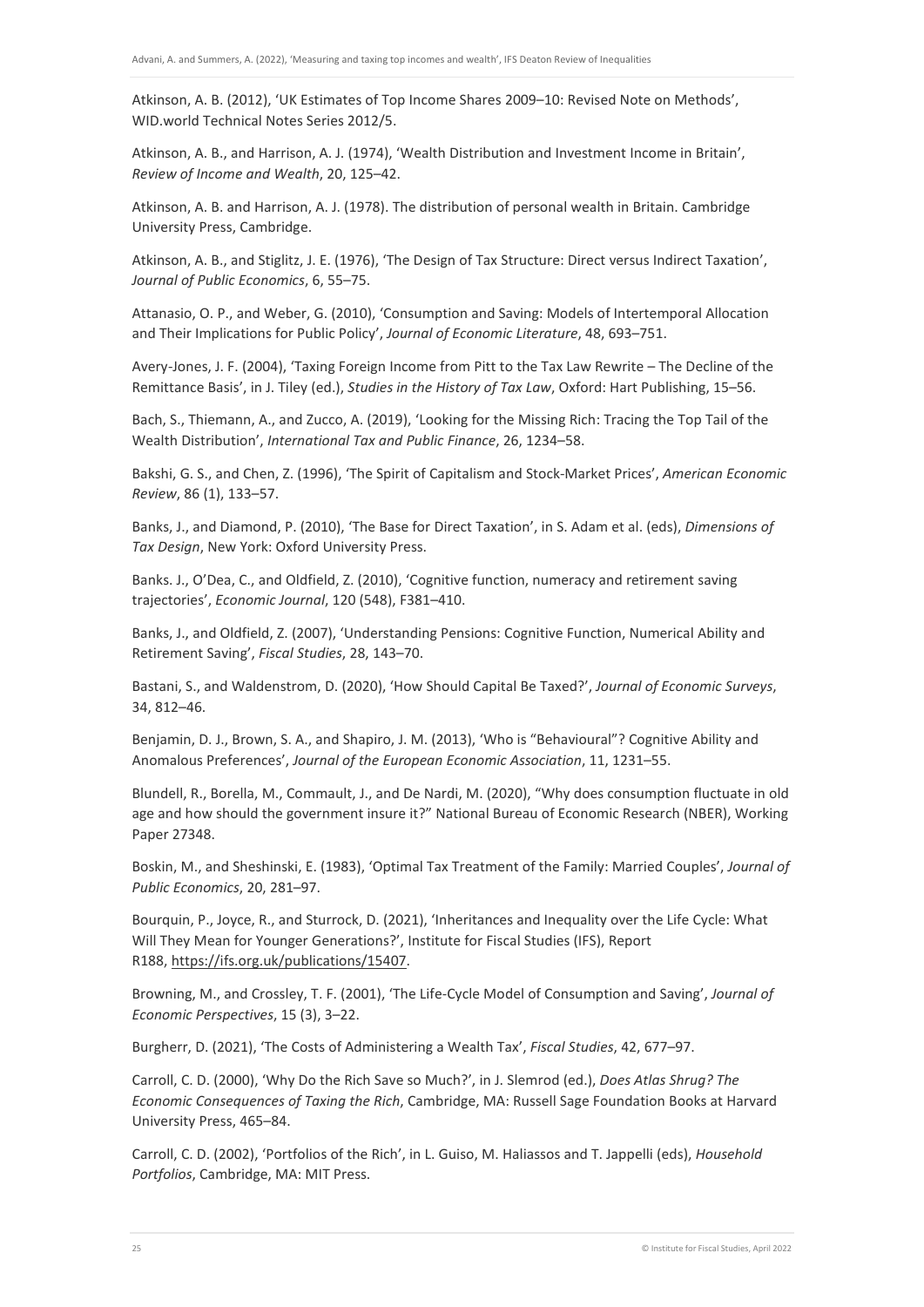Atkinson, A. B. (2012), 'UK Estimates of Top Income Shares 2009–10: Revised Note on Methods', WID.world Technical Notes Series 2012/5.

Atkinson, A. B., and Harrison, A. J. (1974), 'Wealth Distribution and Investment Income in Britain', *Review of Income and Wealth*, 20, 125–42.

Atkinson, A. B. and Harrison, A. J. (1978). The distribution of personal wealth in Britain. Cambridge University Press, Cambridge.

Atkinson, A. B., and Stiglitz, J. E. (1976), 'The Design of Tax Structure: Direct versus Indirect Taxation', *Journal of Public Economics*, 6, 55–75.

Attanasio, O. P., and Weber, G. (2010), 'Consumption and Saving: Models of Intertemporal Allocation and Their Implications for Public Policy', *Journal of Economic Literature*, 48, 693–751.

Avery-Jones, J. F. (2004), 'Taxing Foreign Income from Pitt to the Tax Law Rewrite – The Decline of the Remittance Basis', in J. Tiley (ed.), *Studies in the History of Tax Law*, Oxford: Hart Publishing, 15–56.

Bach, S., Thiemann, A., and Zucco, A. (2019), 'Looking for the Missing Rich: Tracing the Top Tail of the Wealth Distribution', *International Tax and Public Finance*, 26, 1234–58.

Bakshi, G. S., and Chen, Z. (1996), 'The Spirit of Capitalism and Stock-Market Prices', *American Economic Review*, 86 (1), 133–57.

Banks, J., and Diamond, P. (2010), 'The Base for Direct Taxation', in S. Adam et al. (eds), *Dimensions of Tax Design*, New York: Oxford University Press.

Banks. J., O'Dea, C., and Oldfield, Z. (2010), 'Cognitive function, numeracy and retirement saving trajectories', *Economic Journal*, 120 (548), F381–410.

Banks, J., and Oldfield, Z. (2007), 'Understanding Pensions: Cognitive Function, Numerical Ability and Retirement Saving', *Fiscal Studies*, 28, 143–70.

Bastani, S., and Waldenstrom, D. (2020), 'How Should Capital Be Taxed?', *Journal of Economic Surveys*, 34, 812–46.

Benjamin, D. J., Brown, S. A., and Shapiro, J. M. (2013), 'Who is "Behavioural"? Cognitive Ability and Anomalous Preferences', *Journal of the European Economic Association*, 11, 1231–55.

Blundell, R., Borella, M., Commault, J., and De Nardi, M. (2020), "Why does consumption fluctuate in old age and how should the government insure it?" National Bureau of Economic Research (NBER), Working Paper 27348.

Boskin, M., and Sheshinski, E. (1983), 'Optimal Tax Treatment of the Family: Married Couples', *Journal of Public Economics*, 20, 281–97.

Bourquin, P., Joyce, R., and Sturrock, D. (2021), 'Inheritances and Inequality over the Life Cycle: What Will They Mean for Younger Generations?', Institute for Fiscal Studies (IFS), Report R188, https://ifs.org.uk/publications/15407.

Browning, M., and Crossley, T. F. (2001), 'The Life-Cycle Model of Consumption and Saving', *Journal of Economic Perspectives*, 15 (3), 3–22.

Burgherr, D. (2021), 'The Costs of Administering a Wealth Tax', *Fiscal Studies*, 42, 677–97.

Carroll, C. D. (2000), 'Why Do the Rich Save so Much?', in J. Slemrod (ed.), *Does Atlas Shrug? The Economic Consequences of Taxing the Rich*, Cambridge, MA: Russell Sage Foundation Books at Harvard University Press, 465–84.

Carroll, C. D. (2002), 'Portfolios of the Rich', in L. Guiso, M. Haliassos and T. Jappelli (eds), *Household Portfolios*, Cambridge, MA: MIT Press.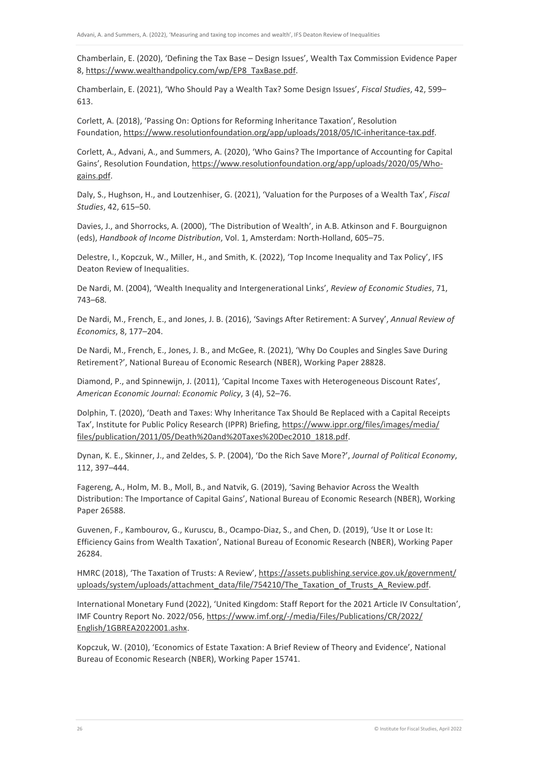Chamberlain, E. (2020), 'Defining the Tax Base – Design Issues', Wealth Tax Commission Evidence Paper 8, https://www.wealthandpolicy.com/wp/EP8_TaxBase.pdf.

Chamberlain, E. (2021), 'Who Should Pay a Wealth Tax? Some Design Issues', *Fiscal Studies*, 42, 599–613.

Corlett, A. (2018), 'Passing On: Options for Reforming Inheritance Taxation', Resolution Foundation, https://www.resolutionfoundation.org/app/uploads/2018/05/IC-inheritance-tax.pdf.

Corlett, A., Advani, A., and Summers, A. (2020), 'Who Gains? The Importance of Accounting for Capital Gains', Resolution Foundation, https://www.resolutionfoundation.org/app/uploads/2020/05/Who-gains.pdf.

Daly, S., Hughson, H., and Loutzenhiser, G. (2021), 'Valuation for the Purposes of a Wealth Tax', *Fiscal Studies*, 42, 615–50.

Davies, J., and Shorrocks, A. (2000), 'The Distribution of Wealth', in A.B. Atkinson and F. Bourguignon (eds), *Handbook of Income Distribution*, Vol. 1, Amsterdam: North-Holland, 605–75.

Delestre, I., Kopczuk, W., Miller, H., and Smith, K. (2022), 'Top Income Inequality and Tax Policy', IFS Deaton Review of Inequalities.

De Nardi, M. (2004), 'Wealth Inequality and Intergenerational Links', *Review of Economic Studies*, 71, 743–68.

De Nardi, M., French, E., and Jones, J. B. (2016), 'Savings After Retirement: A Survey', *Annual Review of Economics*, 8, 177–204.

De Nardi, M., French, E., Jones, J. B., and McGee, R. (2021), 'Why Do Couples and Singles Save During Retirement?', National Bureau of Economic Research (NBER), Working Paper 28828.

Diamond, P., and Spinnewijn, J. (2011), 'Capital Income Taxes with Heterogeneous Discount Rates', *American Economic Journal: Economic Policy*, 3 (4), 52–76.

Dolphin, T. (2020), 'Death and Taxes: Why Inheritance Tax Should Be Replaced with a Capital Receipts Tax', Institute for Public Policy Research (IPPR) Briefing, https://www.ippr.org/files/images/media/files/publication/2011/05/Death%20and%20Taxes%20Dec2010_1818.pdf.

Dynan, K. E., Skinner, J., and Zeldes, S. P. (2004), 'Do the Rich Save More?', *Journal of Political Economy*, 112, 397–444.

Fagereng, A., Holm, M. B., Moll, B., and Natvik, G. (2019), 'Saving Behavior Across the Wealth Distribution: The Importance of Capital Gains', National Bureau of Economic Research (NBER), Working Paper 26588.

Guvenen, F., Kambourov, G., Kuruscu, B., Ocampo-Diaz, S., and Chen, D. (2019), 'Use It or Lose It: Efficiency Gains from Wealth Taxation', National Bureau of Economic Research (NBER), Working Paper 26284.

HMRC (2018), 'The Taxation of Trusts: A Review', https://assets.publishing.service.gov.uk/government/uploads/system/uploads/attachment_data/file/754210/The_Taxation_of_Trusts_A_Review.pdf.

International Monetary Fund (2022), 'United Kingdom: Staff Report for the 2021 Article IV Consultation', IMF Country Report No. 2022/056, https://www.imf.org/-/media/Files/Publications/CR/2022/English/1GBREA2022001.ashx.

Kopczuk, W. (2010), 'Economics of Estate Taxation: A Brief Review of Theory and Evidence', National Bureau of Economic Research (NBER), Working Paper 15741.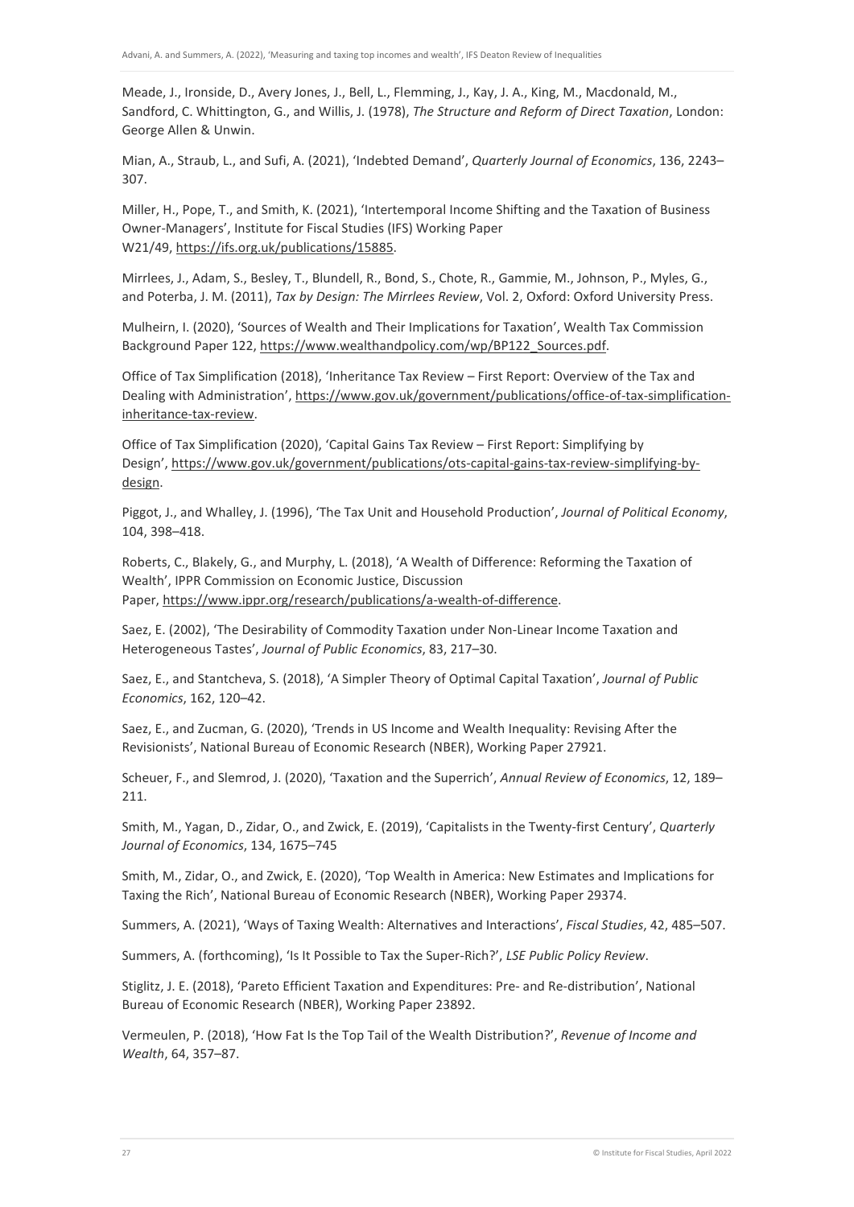Meade, J., Ironside, D., Avery Jones, J., Bell, L., Flemming, J., Kay, J. A., King, M., Macdonald, M., Sandford, C. Whittington, G., and Willis, J. (1978), *The Structure and Reform of Direct Taxation*, London: George Allen & Unwin.

Mian, A., Straub, L., and Sufi, A. (2021), 'Indebted Demand', *Quarterly Journal of Economics*, 136, 2243–307.

Miller, H., Pope, T., and Smith, K. (2021), 'Intertemporal Income Shifting and the Taxation of Business Owner-Managers', Institute for Fiscal Studies (IFS) Working Paper W21/49, https://ifs.org.uk/publications/15885.

Mirrlees, J., Adam, S., Besley, T., Blundell, R., Bond, S., Chote, R., Gammie, M., Johnson, P., Myles, G., and Poterba, J. M. (2011), *Tax by Design: The Mirrlees Review*, Vol. 2, Oxford: Oxford University Press.

Mulheirn, I. (2020), 'Sources of Wealth and Their Implications for Taxation', Wealth Tax Commission Background Paper 122, https://www.wealthandpolicy.com/wp/BP122_Sources.pdf.

Office of Tax Simplification (2018), 'Inheritance Tax Review – First Report: Overview of the Tax and Dealing with Administration', https://www.gov.uk/government/publications/office-of-tax-simplification-inheritance-tax-review.

Office of Tax Simplification (2020), 'Capital Gains Tax Review – First Report: Simplifying by Design', https://www.gov.uk/government/publications/ots-capital-gains-tax-review-simplifying-by-design.

Piggot, J., and Whalley, J. (1996), 'The Tax Unit and Household Production', *Journal of Political Economy*, 104, 398–418.

Roberts, C., Blakely, G., and Murphy, L. (2018), 'A Wealth of Difference: Reforming the Taxation of Wealth', IPPR Commission on Economic Justice, Discussion Paper, https://www.ippr.org/research/publications/a-wealth-of-difference.

Saez, E. (2002), 'The Desirability of Commodity Taxation under Non-Linear Income Taxation and Heterogeneous Tastes', *Journal of Public Economics*, 83, 217–30.

Saez, E., and Stantcheva, S. (2018), 'A Simpler Theory of Optimal Capital Taxation', *Journal of Public Economics*, 162, 120–42.

Saez, E., and Zucman, G. (2020), 'Trends in US Income and Wealth Inequality: Revising After the Revisionists', National Bureau of Economic Research (NBER), Working Paper 27921.

Scheuer, F., and Slemrod, J. (2020), 'Taxation and the Superrich', *Annual Review of Economics*, 12, 189–211.

Smith, M., Yagan, D., Zidar, O., and Zwick, E. (2019), 'Capitalists in the Twenty-first Century', *Quarterly Journal of Economics*, 134, 1675–745

Smith, M., Zidar, O., and Zwick, E. (2020), 'Top Wealth in America: New Estimates and Implications for Taxing the Rich', National Bureau of Economic Research (NBER), Working Paper 29374.

Summers, A. (2021), 'Ways of Taxing Wealth: Alternatives and Interactions', *Fiscal Studies*, 42, 485–507.

Summers, A. (forthcoming), 'Is It Possible to Tax the Super-Rich?', *LSE Public Policy Review*.

Stiglitz, J. E. (2018), 'Pareto Efficient Taxation and Expenditures: Pre- and Re-distribution', National Bureau of Economic Research (NBER), Working Paper 23892.

Vermeulen, P. (2018), 'How Fat Is the Top Tail of the Wealth Distribution?', *Revenue of Income and Wealth*, 64, 357–87.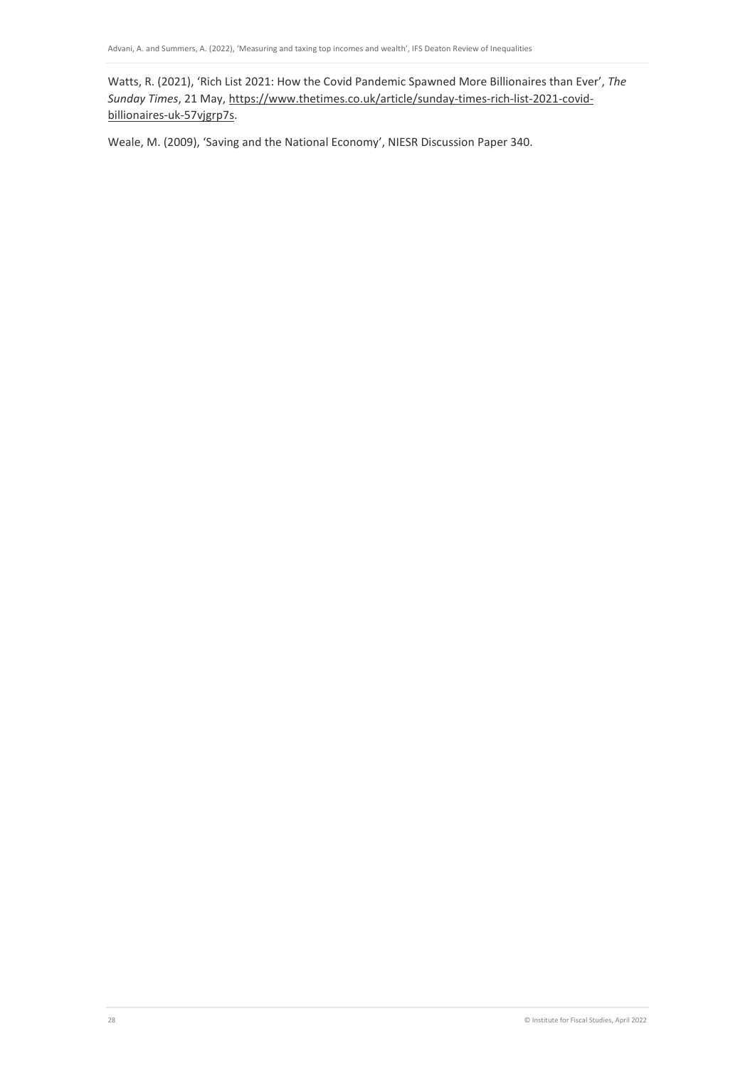Watts, R. (2021), 'Rich List 2021: How the Covid Pandemic Spawned More Billionaires than Ever', *The Sunday Times*, 21 May, https://www.thetimes.co.uk/article/sunday-times-rich-list-2021-covid-billionaires-uk-57vjgrp7s.

Weale, M. (2009), 'Saving and the National Economy', NIESR Discussion Paper 340.